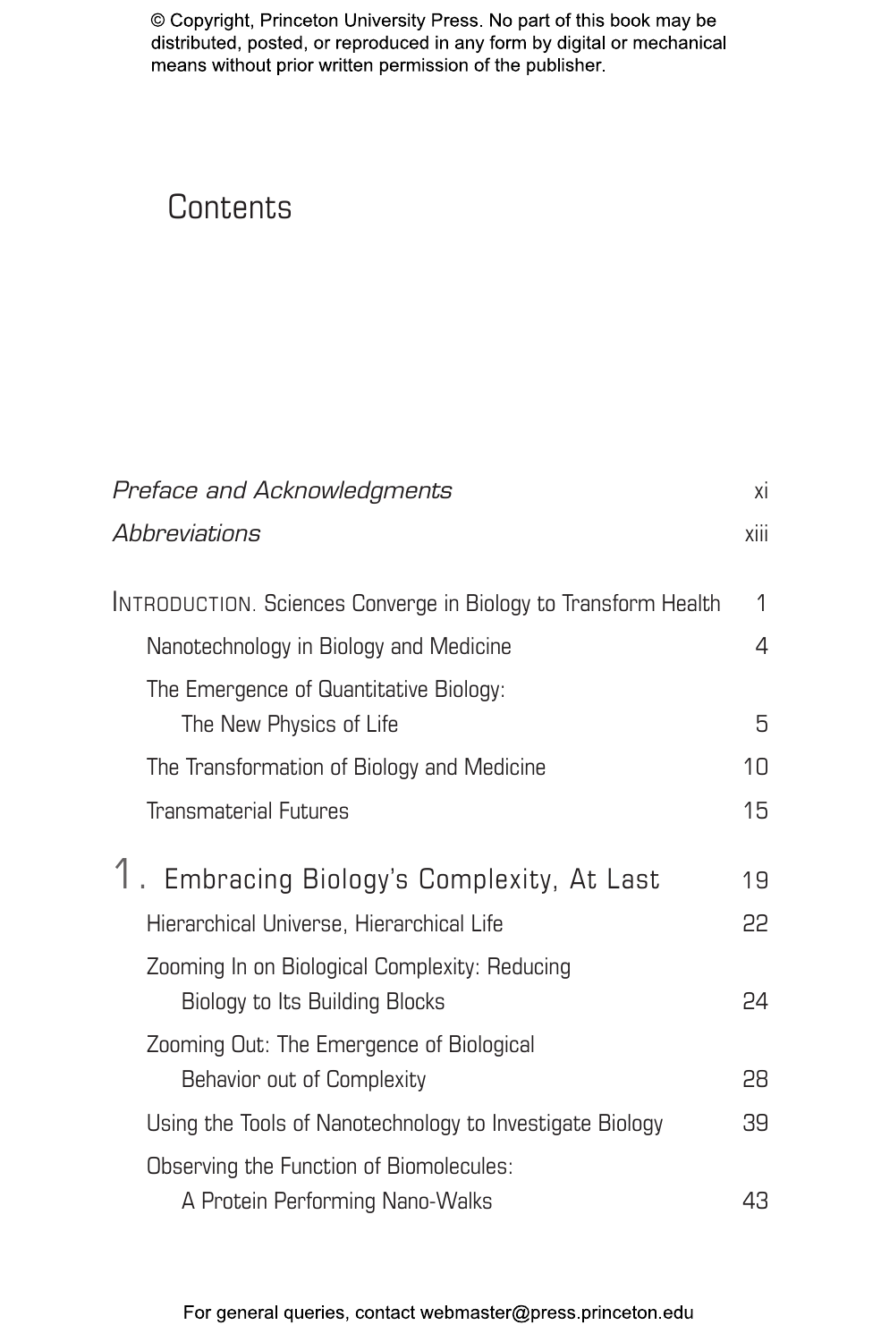# Contents

| | |
|---|---|
| *Preface and Acknowledgments* | xi |
| *Abbreviations* | xiii |
| INTRODUCTION. Sciences Converge in Biology to Transform Health | 1 |
| Nanotechnology in Biology and Medicine | 4 |
| The Emergence of Quantitative Biology: The New Physics of Life | 5 |
| The Transformation of Biology and Medicine | 10 |
| Transmaterial Futures | 15 |
| **1. Embracing Biology's Complexity, At Last** | 19 |
| Hierarchical Universe, Hierarchical Life | 22 |
| Zooming In on Biological Complexity: Reducing Biology to Its Building Blocks | 24 |
| Zooming Out: The Emergence of Biological Behavior out of Complexity | 28 |
| Using the Tools of Nanotechnology to Investigate Biology | 39 |
| Observing the Function of Biomolecules: A Protein Performing Nano-Walks | 43 |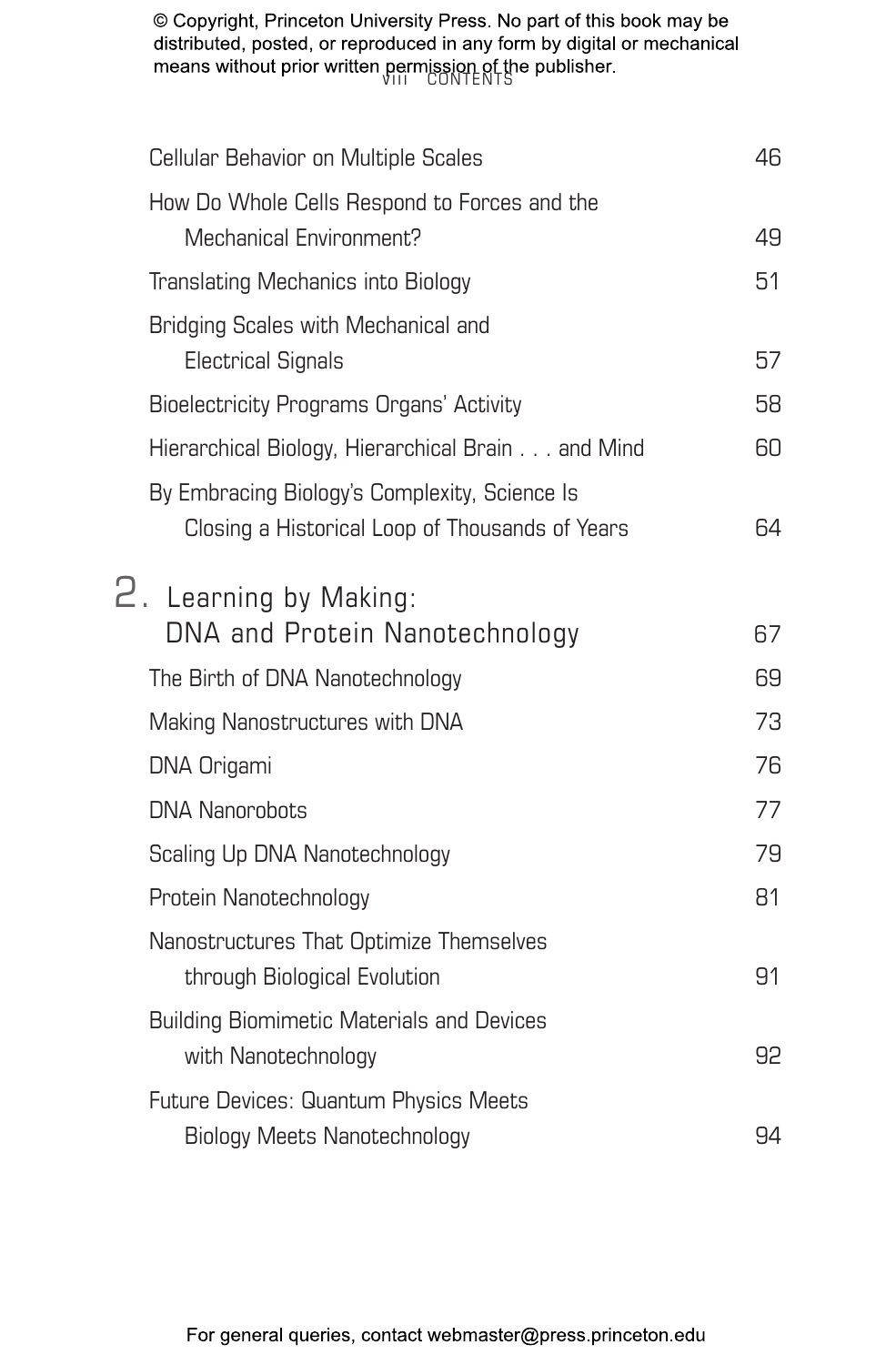Cellular Behavior on Multiple Scales 46

How Do Whole Cells Respond to Forces and the Mechanical Environment? 49

Translating Mechanics into Biology 51

Bridging Scales with Mechanical and Electrical Signals 57

Bioelectricity Programs Organs' Activity 58

Hierarchical Biology, Hierarchical Brain . . . and Mind 60

By Embracing Biology's Complexity, Science Is Closing a Historical Loop of Thousands of Years 64

## 2. Learning by Making: DNA and Protein Nanotechnology 67

The Birth of DNA Nanotechnology 69

Making Nanostructures with DNA 73

DNA Origami 76

DNA Nanorobots 77

Scaling Up DNA Nanotechnology 79

Protein Nanotechnology 81

Nanostructures That Optimize Themselves through Biological Evolution 91

Building Biomimetic Materials and Devices with Nanotechnology 92

Future Devices: Quantum Physics Meets Biology Meets Nanotechnology 94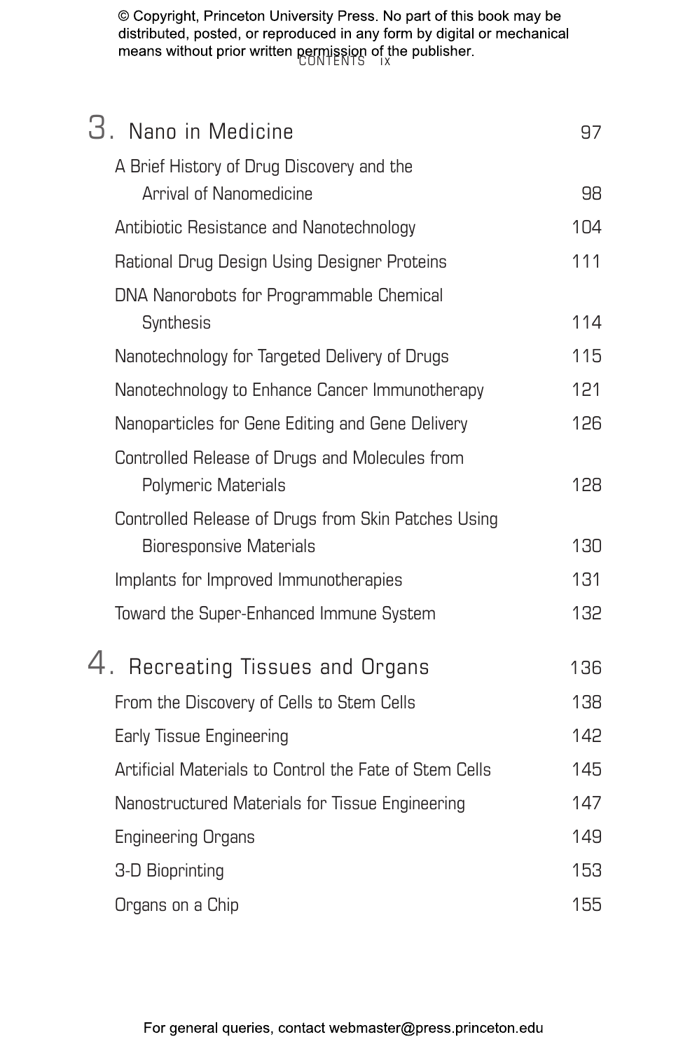## 3. Nano in Medicine 97

- A Brief History of Drug Discovery and the Arrival of Nanomedicine 98
- Antibiotic Resistance and Nanotechnology 104
- Rational Drug Design Using Designer Proteins 111
- DNA Nanorobots for Programmable Chemical Synthesis 114
- Nanotechnology for Targeted Delivery of Drugs 115
- Nanotechnology to Enhance Cancer Immunotherapy 121
- Nanoparticles for Gene Editing and Gene Delivery 126
- Controlled Release of Drugs and Molecules from Polymeric Materials 128
- Controlled Release of Drugs from Skin Patches Using Bioresponsive Materials 130
- Implants for Improved Immunotherapies 131
- Toward the Super-Enhanced Immune System 132

## 4. Recreating Tissues and Organs 136

- From the Discovery of Cells to Stem Cells 138
- Early Tissue Engineering 142
- Artificial Materials to Control the Fate of Stem Cells 145
- Nanostructured Materials for Tissue Engineering 147
- Engineering Organs 149
- 3-D Bioprinting 153
- Organs on a Chip 155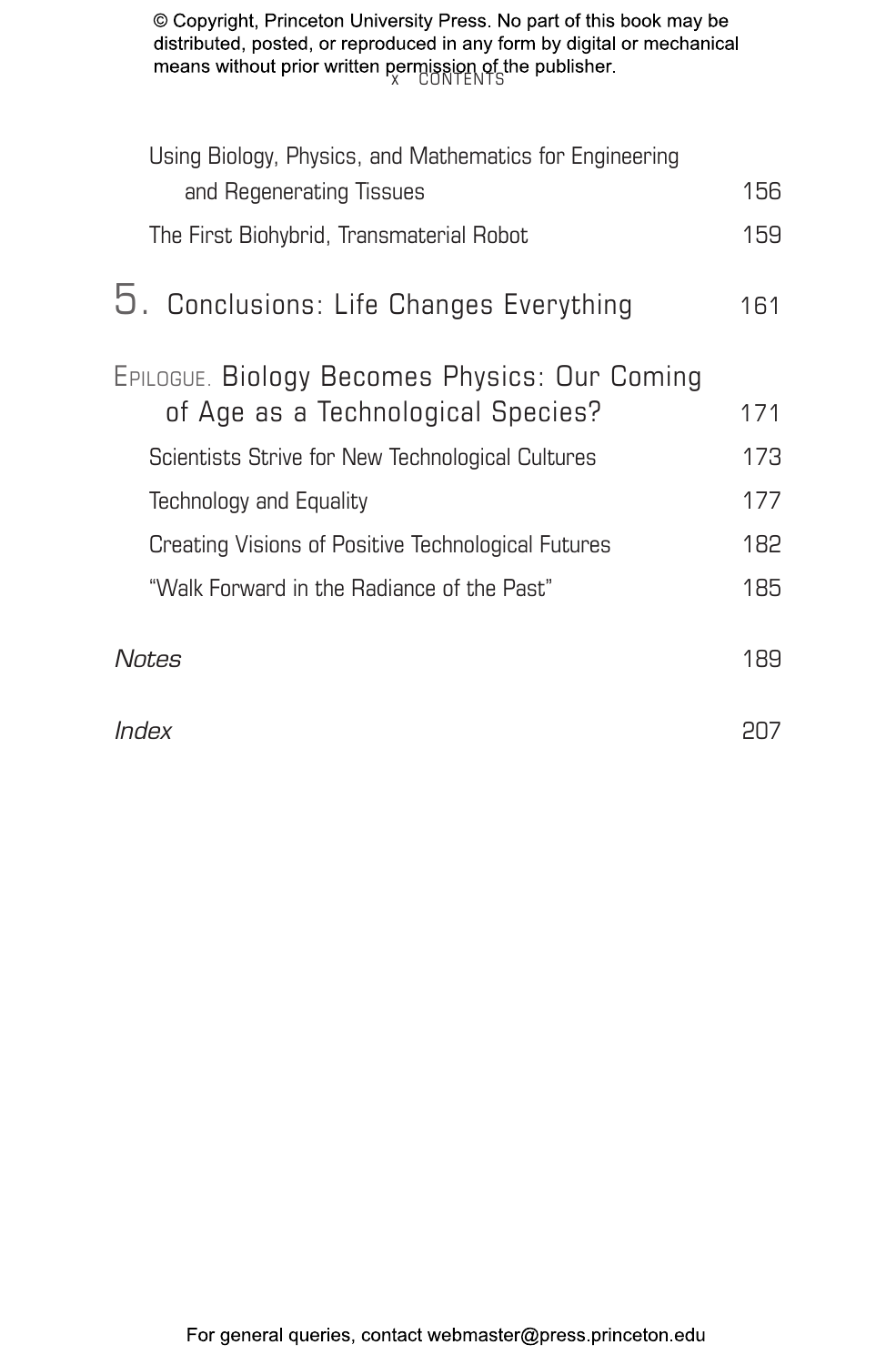Using Biology, Physics, and Mathematics for Engineering and Regenerating Tissues 156

The First Biohybrid, Transmaterial Robot 159

## 5. Conclusions: Life Changes Everything 161

## Epilogue. Biology Becomes Physics: Our Coming of Age as a Technological Species? 171

Scientists Strive for New Technological Cultures 173

Technology and Equality 177

Creating Visions of Positive Technological Futures 182

"Walk Forward in the Radiance of the Past" 185

*Notes* 189

*Index* 207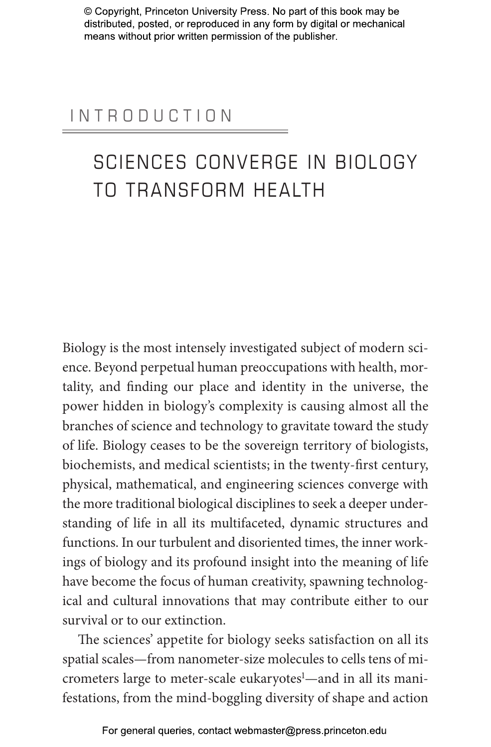# INTRODUCTION

## SCIENCES CONVERGE IN BIOLOGY TO TRANSFORM HEALTH

Biology is the most intensely investigated subject of modern science. Beyond perpetual human preoccupations with health, mortality, and finding our place and identity in the universe, the power hidden in biology's complexity is causing almost all the branches of science and technology to gravitate toward the study of life. Biology ceases to be the sovereign territory of biologists, biochemists, and medical scientists; in the twenty-first century, physical, mathematical, and engineering sciences converge with the more traditional biological disciplines to seek a deeper understanding of life in all its multifaceted, dynamic structures and functions. In our turbulent and disoriented times, the inner workings of biology and its profound insight into the meaning of life have become the focus of human creativity, spawning technological and cultural innovations that may contribute either to our survival or to our extinction.

The sciences' appetite for biology seeks satisfaction on all its spatial scales—from nanometer-size molecules to cells tens of micrometers large to meter-scale eukaryotes[1]—and in all its manifestations, from the mind-boggling diversity of shape and action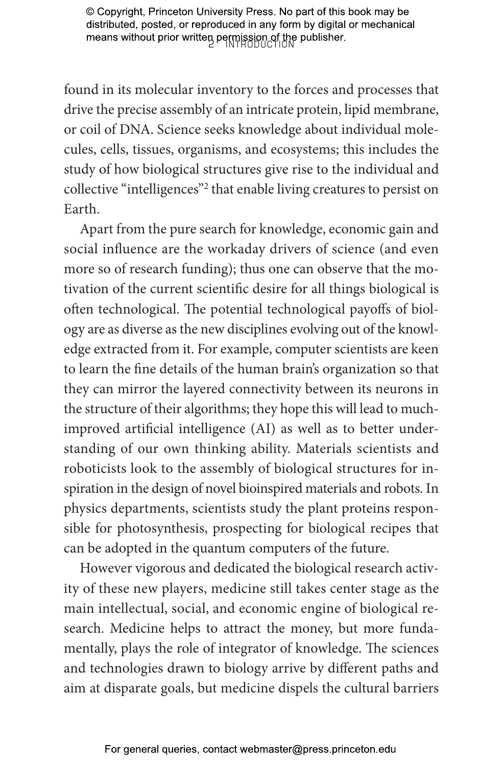found in its molecular inventory to the forces and processes that drive the precise assembly of an intricate protein, lipid membrane, or coil of DNA. Science seeks knowledge about individual molecules, cells, tissues, organisms, and ecosystems; this includes the study of how biological structures give rise to the individual and collective "intelligences"[2] that enable living creatures to persist on Earth.

Apart from the pure search for knowledge, economic gain and social influence are the workaday drivers of science (and even more so of research funding); thus one can observe that the motivation of the current scientific desire for all things biological is often technological. The potential technological payoffs of biology are as diverse as the new disciplines evolving out of the knowledge extracted from it. For example, computer scientists are keen to learn the fine details of the human brain's organization so that they can mirror the layered connectivity between its neurons in the structure of their algorithms; they hope this will lead to much-improved artificial intelligence (AI) as well as to better understanding of our own thinking ability. Materials scientists and roboticists look to the assembly of biological structures for inspiration in the design of novel bioinspired materials and robots. In physics departments, scientists study the plant proteins responsible for photosynthesis, prospecting for biological recipes that can be adopted in the quantum computers of the future.

However vigorous and dedicated the biological research activity of these new players, medicine still takes center stage as the main intellectual, social, and economic engine of biological research. Medicine helps to attract the money, but more fundamentally, plays the role of integrator of knowledge. The sciences and technologies drawn to biology arrive by different paths and aim at disparate goals, but medicine dispels the cultural barriers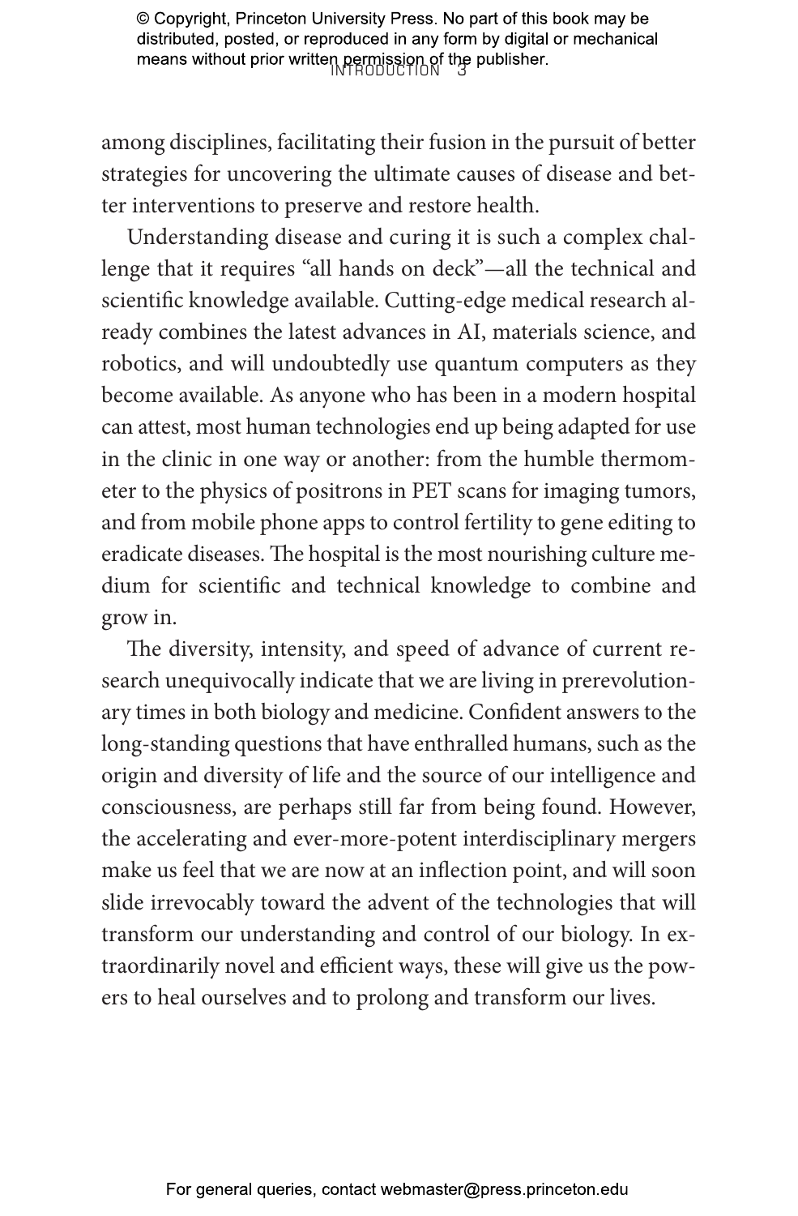among disciplines, facilitating their fusion in the pursuit of better strategies for uncovering the ultimate causes of disease and better interventions to preserve and restore health.

Understanding disease and curing it is such a complex challenge that it requires "all hands on deck"—all the technical and scientific knowledge available. Cutting-edge medical research already combines the latest advances in AI, materials science, and robotics, and will undoubtedly use quantum computers as they become available. As anyone who has been in a modern hospital can attest, most human technologies end up being adapted for use in the clinic in one way or another: from the humble thermometer to the physics of positrons in PET scans for imaging tumors, and from mobile phone apps to control fertility to gene editing to eradicate diseases. The hospital is the most nourishing culture medium for scientific and technical knowledge to combine and grow in.

The diversity, intensity, and speed of advance of current research unequivocally indicate that we are living in prerevolutionary times in both biology and medicine. Confident answers to the long-standing questions that have enthralled humans, such as the origin and diversity of life and the source of our intelligence and consciousness, are perhaps still far from being found. However, the accelerating and ever-more-potent interdisciplinary mergers make us feel that we are now at an inflection point, and will soon slide irrevocably toward the advent of the technologies that will transform our understanding and control of our biology. In extraordinarily novel and efficient ways, these will give us the powers to heal ourselves and to prolong and transform our lives.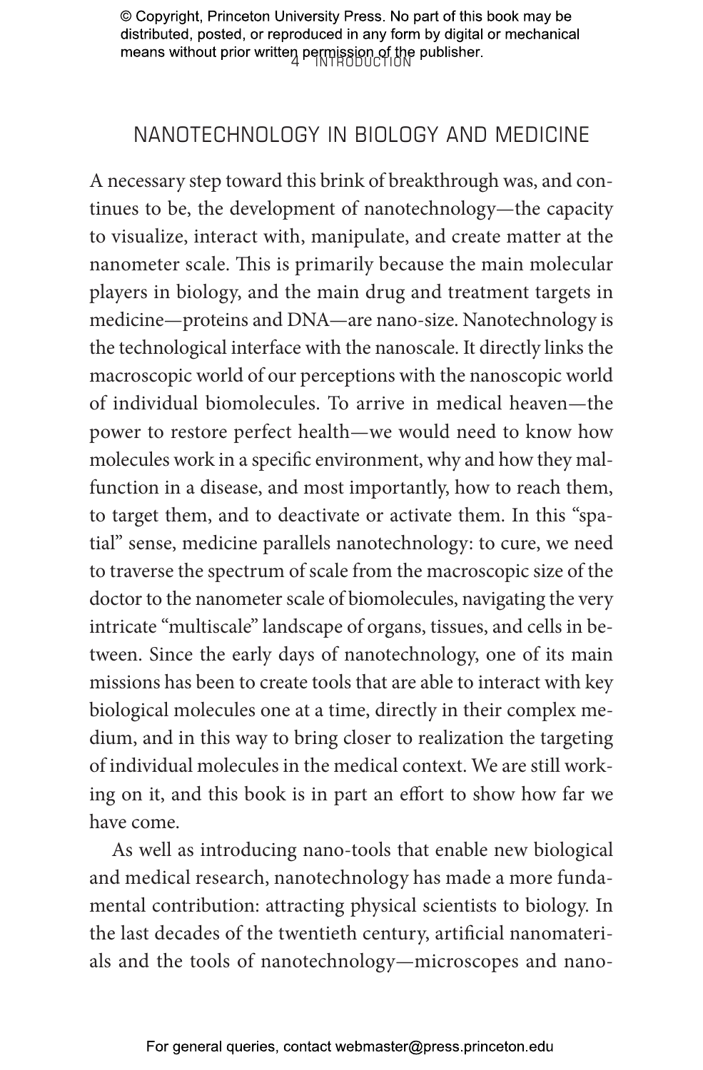## NANOTECHNOLOGY IN BIOLOGY AND MEDICINE

A necessary step toward this brink of breakthrough was, and continues to be, the development of nanotechnology—the capacity to visualize, interact with, manipulate, and create matter at the nanometer scale. This is primarily because the main molecular players in biology, and the main drug and treatment targets in medicine—proteins and DNA—are nano-size. Nanotechnology is the technological interface with the nanoscale. It directly links the macroscopic world of our perceptions with the nanoscopic world of individual biomolecules. To arrive in medical heaven—the power to restore perfect health—we would need to know how molecules work in a specific environment, why and how they malfunction in a disease, and most importantly, how to reach them, to target them, and to deactivate or activate them. In this "spatial" sense, medicine parallels nanotechnology: to cure, we need to traverse the spectrum of scale from the macroscopic size of the doctor to the nanometer scale of biomolecules, navigating the very intricate "multiscale" landscape of organs, tissues, and cells in between. Since the early days of nanotechnology, one of its main missions has been to create tools that are able to interact with key biological molecules one at a time, directly in their complex medium, and in this way to bring closer to realization the targeting of individual molecules in the medical context. We are still working on it, and this book is in part an effort to show how far we have come.

As well as introducing nano-tools that enable new biological and medical research, nanotechnology has made a more fundamental contribution: attracting physical scientists to biology. In the last decades of the twentieth century, artificial nanomaterials and the tools of nanotechnology—microscopes and nano-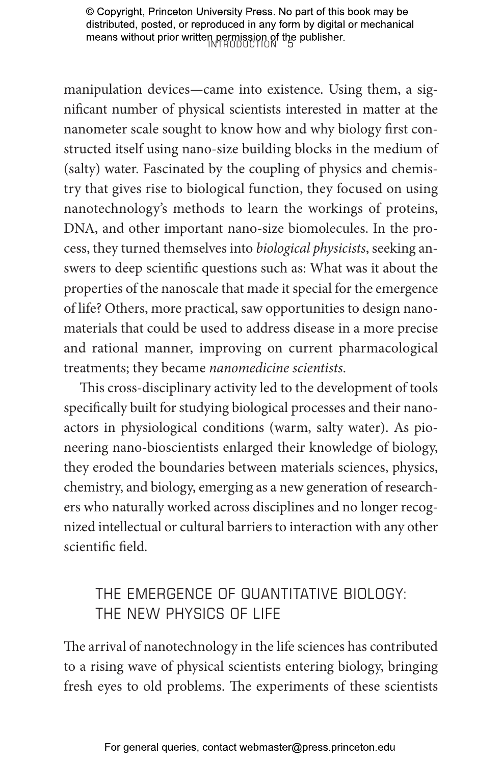manipulation devices—came into existence. Using them, a significant number of physical scientists interested in matter at the nanometer scale sought to know how and why biology first constructed itself using nano-size building blocks in the medium of (salty) water. Fascinated by the coupling of physics and chemistry that gives rise to biological function, they focused on using nanotechnology's methods to learn the workings of proteins, DNA, and other important nano-size biomolecules. In the process, they turned themselves into *biological physicists*, seeking answers to deep scientific questions such as: What was it about the properties of the nanoscale that made it special for the emergence of life? Others, more practical, saw opportunities to design nanomaterials that could be used to address disease in a more precise and rational manner, improving on current pharmacological treatments; they became *nanomedicine scientists*.

This cross-disciplinary activity led to the development of tools specifically built for studying biological processes and their nanoactors in physiological conditions (warm, salty water). As pioneering nano-bioscientists enlarged their knowledge of biology, they eroded the boundaries between materials sciences, physics, chemistry, and biology, emerging as a new generation of researchers who naturally worked across disciplines and no longer recognized intellectual or cultural barriers to interaction with any other scientific field.

## THE EMERGENCE OF QUANTITATIVE BIOLOGY: THE NEW PHYSICS OF LIFE

The arrival of nanotechnology in the life sciences has contributed to a rising wave of physical scientists entering biology, bringing fresh eyes to old problems. The experiments of these scientists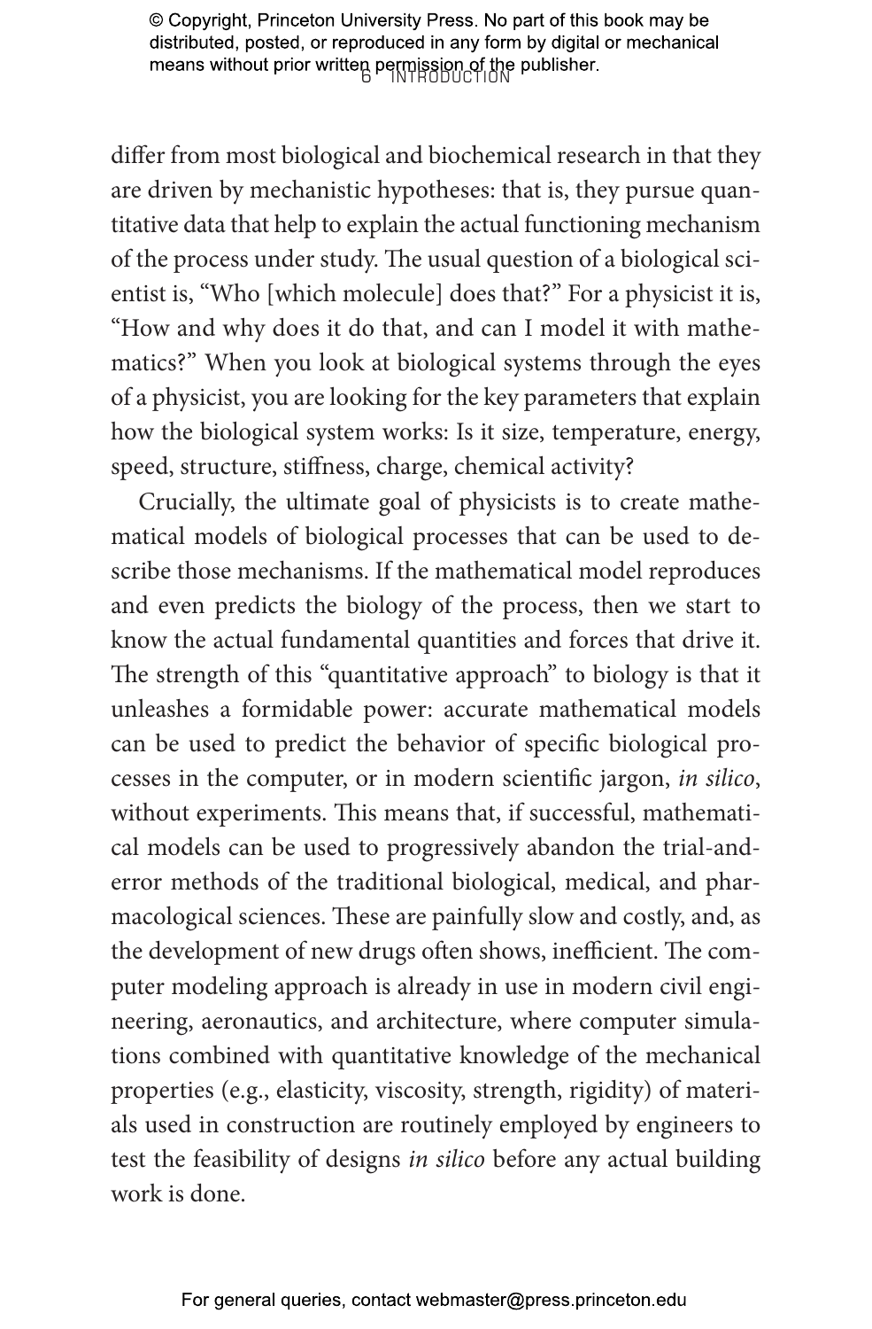differ from most biological and biochemical research in that they are driven by mechanistic hypotheses: that is, they pursue quantitative data that help to explain the actual functioning mechanism of the process under study. The usual question of a biological scientist is, "Who [which molecule] does that?" For a physicist it is, "How and why does it do that, and can I model it with mathematics?" When you look at biological systems through the eyes of a physicist, you are looking for the key parameters that explain how the biological system works: Is it size, temperature, energy, speed, structure, stiffness, charge, chemical activity?

Crucially, the ultimate goal of physicists is to create mathematical models of biological processes that can be used to describe those mechanisms. If the mathematical model reproduces and even predicts the biology of the process, then we start to know the actual fundamental quantities and forces that drive it. The strength of this "quantitative approach" to biology is that it unleashes a formidable power: accurate mathematical models can be used to predict the behavior of specific biological processes in the computer, or in modern scientific jargon, *in silico*, without experiments. This means that, if successful, mathematical models can be used to progressively abandon the trial-and-error methods of the traditional biological, medical, and pharmacological sciences. These are painfully slow and costly, and, as the development of new drugs often shows, inefficient. The computer modeling approach is already in use in modern civil engineering, aeronautics, and architecture, where computer simulations combined with quantitative knowledge of the mechanical properties (e.g., elasticity, viscosity, strength, rigidity) of materials used in construction are routinely employed by engineers to test the feasibility of designs *in silico* before any actual building work is done.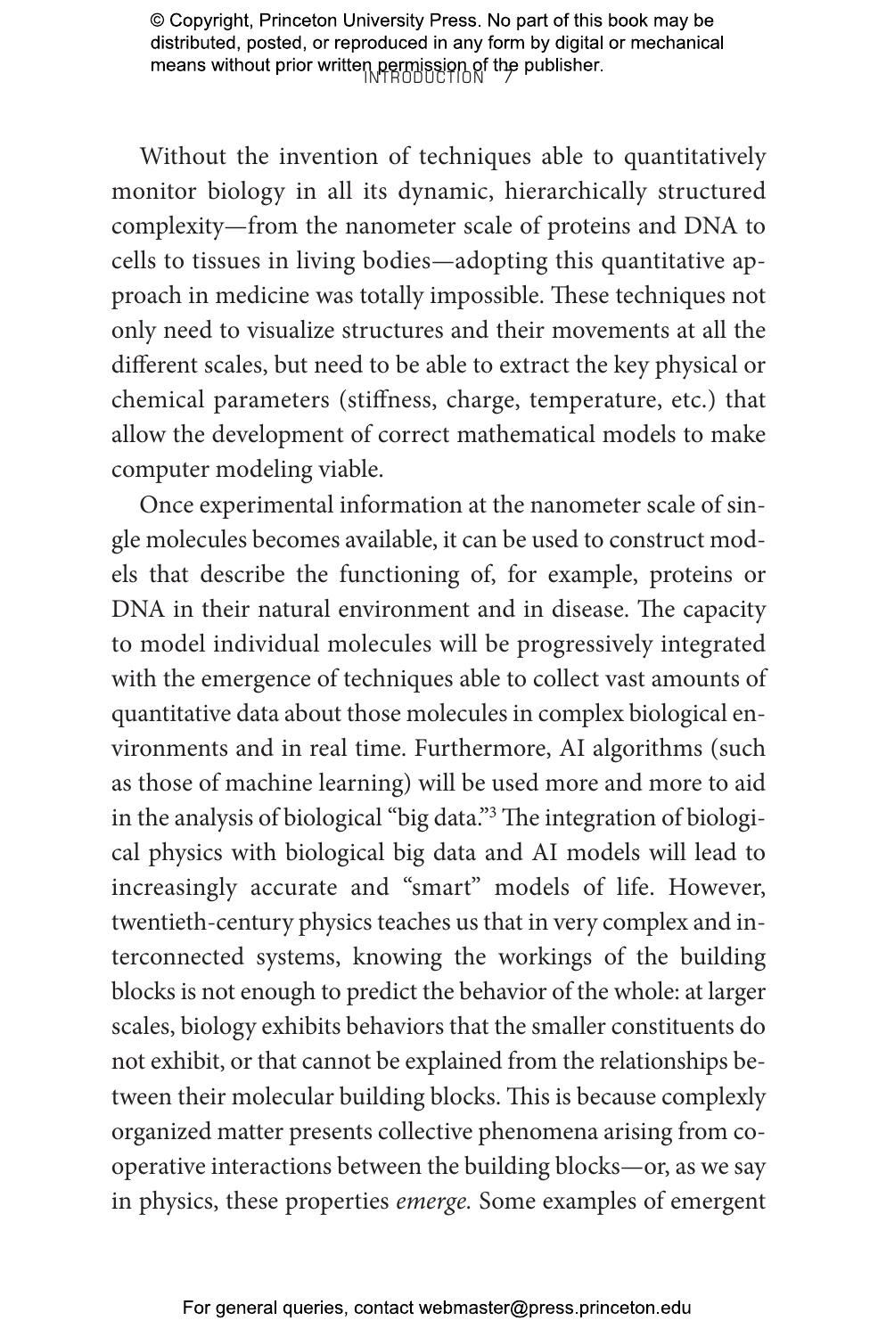Without the invention of techniques able to quantitatively monitor biology in all its dynamic, hierarchically structured complexity—from the nanometer scale of proteins and DNA to cells to tissues in living bodies—adopting this quantitative approach in medicine was totally impossible. These techniques not only need to visualize structures and their movements at all the different scales, but need to be able to extract the key physical or chemical parameters (stiffness, charge, temperature, etc.) that allow the development of correct mathematical models to make computer modeling viable.

Once experimental information at the nanometer scale of single molecules becomes available, it can be used to construct models that describe the functioning of, for example, proteins or DNA in their natural environment and in disease. The capacity to model individual molecules will be progressively integrated with the emergence of techniques able to collect vast amounts of quantitative data about those molecules in complex biological environments and in real time. Furthermore, AI algorithms (such as those of machine learning) will be used more and more to aid in the analysis of biological "big data."[3] The integration of biological physics with biological big data and AI models will lead to increasingly accurate and "smart" models of life. However, twentieth-century physics teaches us that in very complex and interconnected systems, knowing the workings of the building blocks is not enough to predict the behavior of the whole: at larger scales, biology exhibits behaviors that the smaller constituents do not exhibit, or that cannot be explained from the relationships between their molecular building blocks. This is because complexly organized matter presents collective phenomena arising from cooperative interactions between the building blocks—or, as we say in physics, these properties *emerge.* Some examples of emergent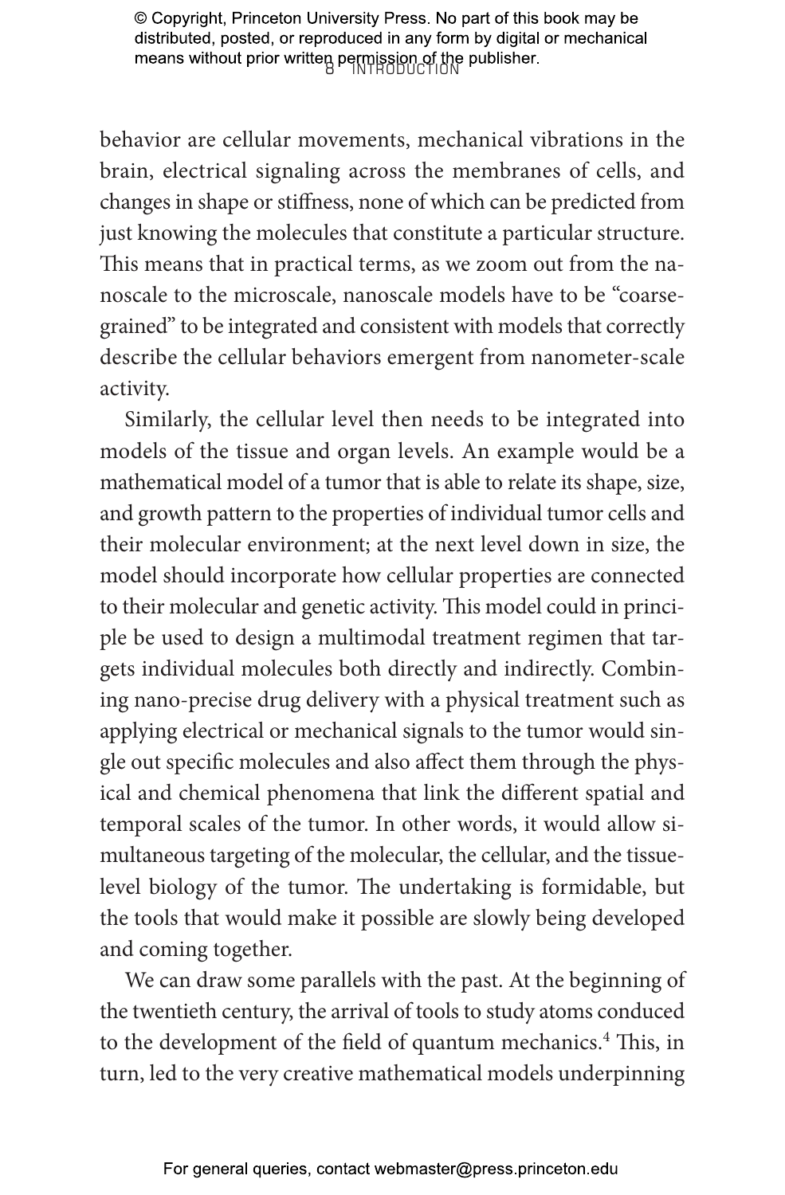behavior are cellular movements, mechanical vibrations in the brain, electrical signaling across the membranes of cells, and changes in shape or stiffness, none of which can be predicted from just knowing the molecules that constitute a particular structure. This means that in practical terms, as we zoom out from the nanoscale to the microscale, nanoscale models have to be "coarse-grained" to be integrated and consistent with models that correctly describe the cellular behaviors emergent from nanometer-scale activity.

Similarly, the cellular level then needs to be integrated into models of the tissue and organ levels. An example would be a mathematical model of a tumor that is able to relate its shape, size, and growth pattern to the properties of individual tumor cells and their molecular environment; at the next level down in size, the model should incorporate how cellular properties are connected to their molecular and genetic activity. This model could in principle be used to design a multimodal treatment regimen that targets individual molecules both directly and indirectly. Combining nano-precise drug delivery with a physical treatment such as applying electrical or mechanical signals to the tumor would single out specific molecules and also affect them through the physical and chemical phenomena that link the different spatial and temporal scales of the tumor. In other words, it would allow simultaneous targeting of the molecular, the cellular, and the tissue-level biology of the tumor. The undertaking is formidable, but the tools that would make it possible are slowly being developed and coming together.

We can draw some parallels with the past. At the beginning of the twentieth century, the arrival of tools to study atoms conduced to the development of the field of quantum mechanics.[4] This, in turn, led to the very creative mathematical models underpinning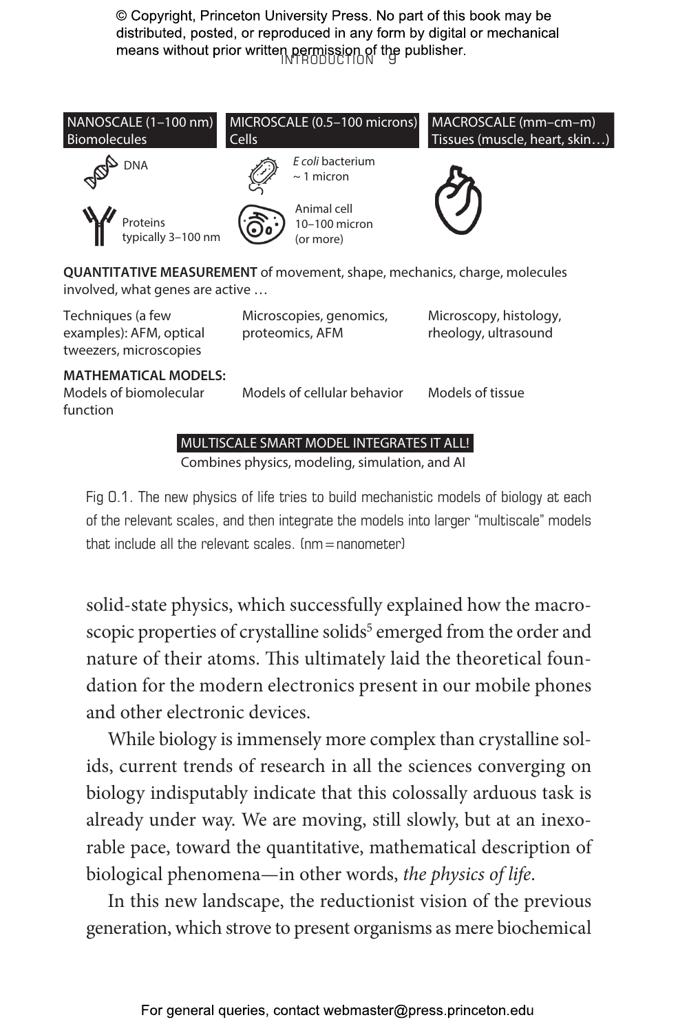| NANOSCALE (1–100 nm) Biomolecules | MICROSCALE (0.5–100 microns) Cells | MACROSCALE (mm–cm–m) Tissues (muscle, heart, skin…) |
| --- | --- | --- |
| DNA | *E coli* bacterium ~ 1 micron | |
| Proteins typically 3–100 nm | Animal cell 10–100 micron (or more) | |

**QUANTITATIVE MEASUREMENT** of movement, shape, mechanics, charge, molecules involved, what genes are active …

| | | |
| --- | --- | --- |
| Techniques (a few examples): AFM, optical tweezers, microscopies | Microscopies, genomics, proteomics, AFM | Microscopy, histology, rheology, ultrasound |

**MATHEMATICAL MODELS:**

| | | |
| --- | --- | --- |
| Models of biomolecular function | Models of cellular behavior | Models of tissue |

MULTISCALE SMART MODEL INTEGRATES IT ALL!
Combines physics, modeling, simulation, and AI

Fig 0.1. The new physics of life tries to build mechanistic models of biology at each of the relevant scales, and then integrate the models into larger "multiscale" models that include all the relevant scales. (nm = nanometer)

solid-state physics, which successfully explained how the macroscopic properties of crystalline solids[5] emerged from the order and nature of their atoms. This ultimately laid the theoretical foundation for the modern electronics present in our mobile phones and other electronic devices.

While biology is immensely more complex than crystalline solids, current trends of research in all the sciences converging on biology indisputably indicate that this colossally arduous task is already under way. We are moving, still slowly, but at an inexorable pace, toward the quantitative, mathematical description of biological phenomena—in other words, *the physics of life*.

In this new landscape, the reductionist vision of the previous generation, which strove to present organisms as mere biochemical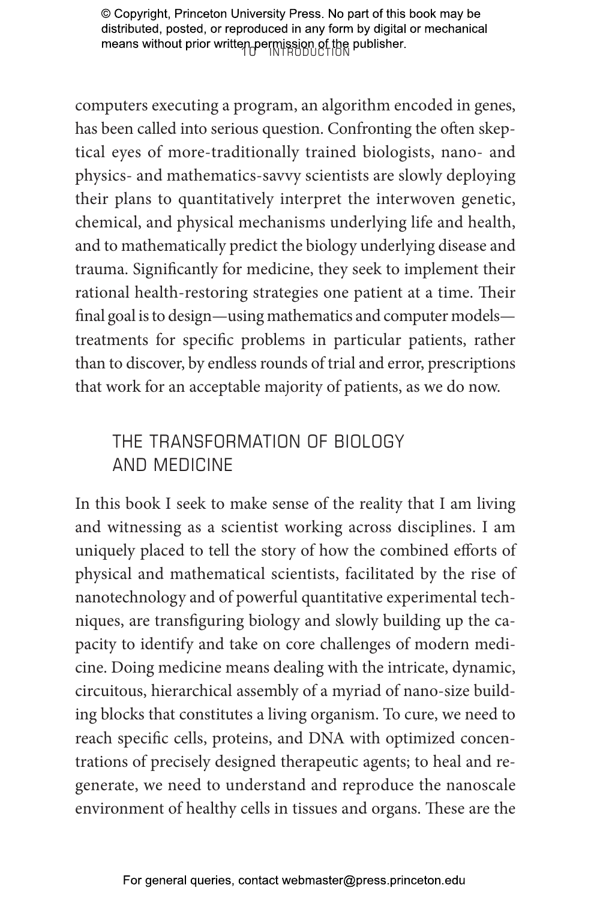computers executing a program, an algorithm encoded in genes, has been called into serious question. Confronting the often skeptical eyes of more-traditionally trained biologists, nano- and physics- and mathematics-savvy scientists are slowly deploying their plans to quantitatively interpret the interwoven genetic, chemical, and physical mechanisms underlying life and health, and to mathematically predict the biology underlying disease and trauma. Significantly for medicine, they seek to implement their rational health-restoring strategies one patient at a time. Their final goal is to design—using mathematics and computer models—treatments for specific problems in particular patients, rather than to discover, by endless rounds of trial and error, prescriptions that work for an acceptable majority of patients, as we do now.

## THE TRANSFORMATION OF BIOLOGY AND MEDICINE

In this book I seek to make sense of the reality that I am living and witnessing as a scientist working across disciplines. I am uniquely placed to tell the story of how the combined efforts of physical and mathematical scientists, facilitated by the rise of nanotechnology and of powerful quantitative experimental techniques, are transfiguring biology and slowly building up the capacity to identify and take on core challenges of modern medicine. Doing medicine means dealing with the intricate, dynamic, circuitous, hierarchical assembly of a myriad of nano-size building blocks that constitutes a living organism. To cure, we need to reach specific cells, proteins, and DNA with optimized concentrations of precisely designed therapeutic agents; to heal and regenerate, we need to understand and reproduce the nanoscale environment of healthy cells in tissues and organs. These are the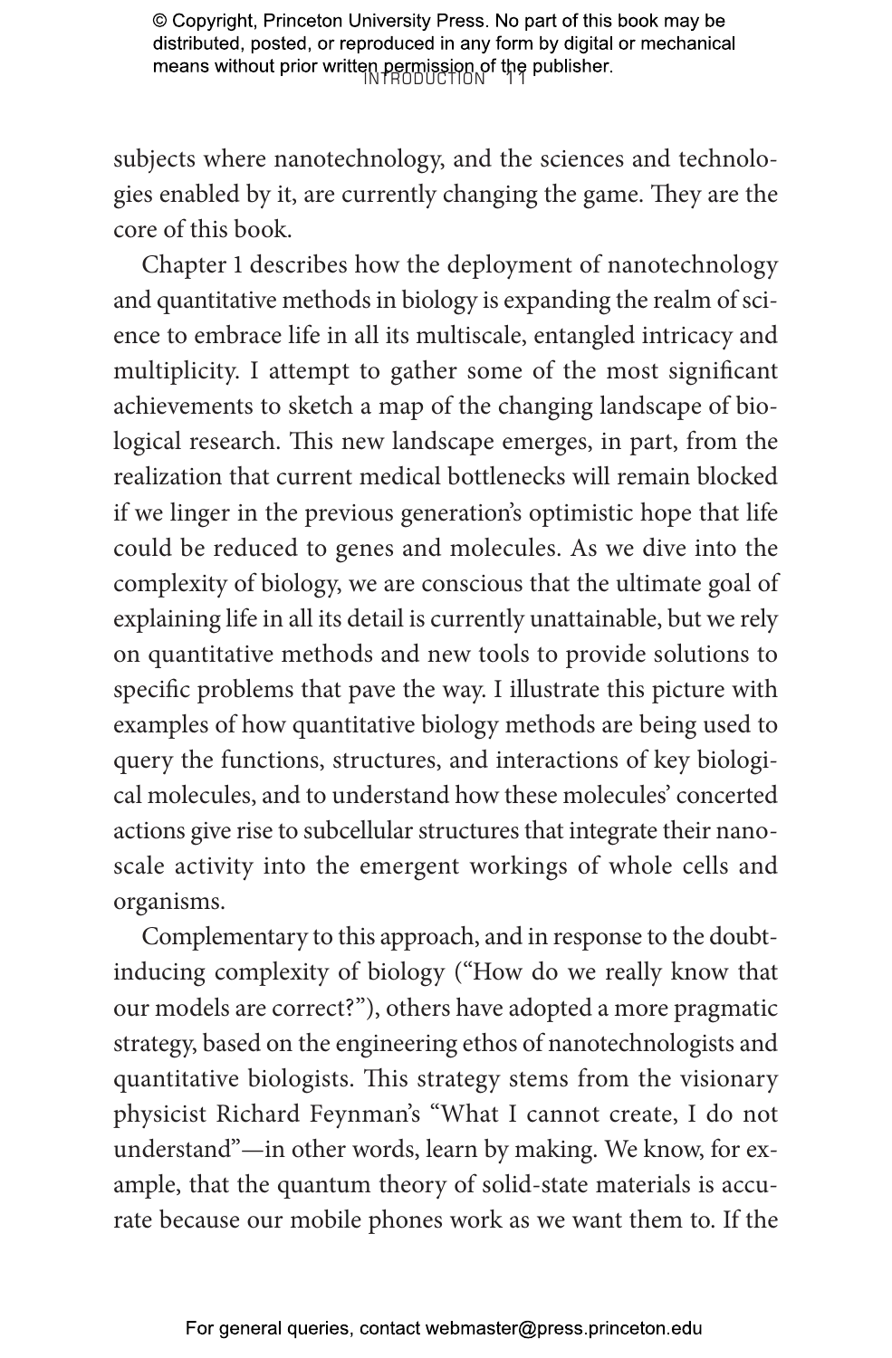subjects where nanotechnology, and the sciences and technologies enabled by it, are currently changing the game. They are the core of this book.

Chapter 1 describes how the deployment of nanotechnology and quantitative methods in biology is expanding the realm of science to embrace life in all its multiscale, entangled intricacy and multiplicity. I attempt to gather some of the most significant achievements to sketch a map of the changing landscape of biological research. This new landscape emerges, in part, from the realization that current medical bottlenecks will remain blocked if we linger in the previous generation's optimistic hope that life could be reduced to genes and molecules. As we dive into the complexity of biology, we are conscious that the ultimate goal of explaining life in all its detail is currently unattainable, but we rely on quantitative methods and new tools to provide solutions to specific problems that pave the way. I illustrate this picture with examples of how quantitative biology methods are being used to query the functions, structures, and interactions of key biological molecules, and to understand how these molecules' concerted actions give rise to subcellular structures that integrate their nanoscale activity into the emergent workings of whole cells and organisms.

Complementary to this approach, and in response to the doubt-inducing complexity of biology ("How do we really know that our models are correct?"), others have adopted a more pragmatic strategy, based on the engineering ethos of nanotechnologists and quantitative biologists. This strategy stems from the visionary physicist Richard Feynman's "What I cannot create, I do not understand"—in other words, learn by making. We know, for example, that the quantum theory of solid-state materials is accurate because our mobile phones work as we want them to. If the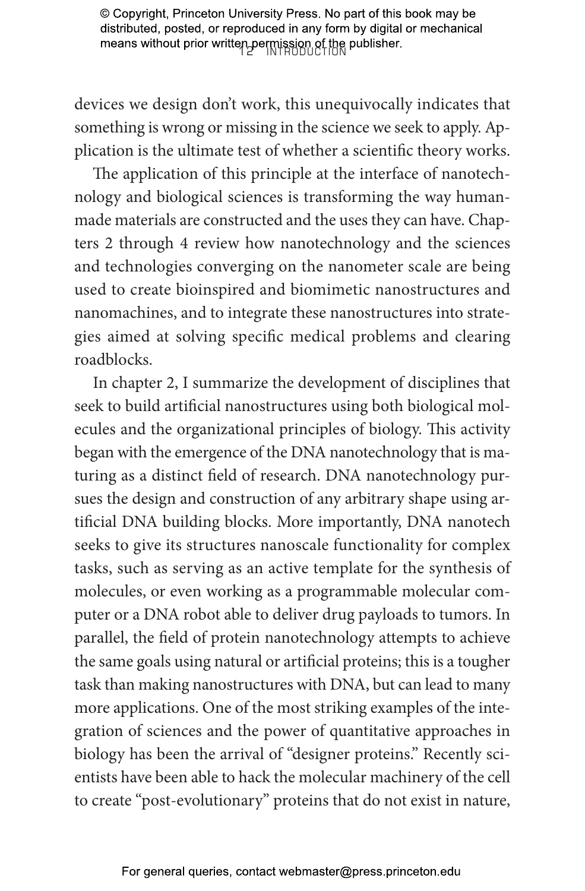devices we design don't work, this unequivocally indicates that something is wrong or missing in the science we seek to apply. Application is the ultimate test of whether a scientific theory works.

The application of this principle at the interface of nanotechnology and biological sciences is transforming the way human-made materials are constructed and the uses they can have. Chapters 2 through 4 review how nanotechnology and the sciences and technologies converging on the nanometer scale are being used to create bioinspired and biomimetic nanostructures and nanomachines, and to integrate these nanostructures into strategies aimed at solving specific medical problems and clearing roadblocks.

In chapter 2, I summarize the development of disciplines that seek to build artificial nanostructures using both biological molecules and the organizational principles of biology. This activity began with the emergence of the DNA nanotechnology that is maturing as a distinct field of research. DNA nanotechnology pursues the design and construction of any arbitrary shape using artificial DNA building blocks. More importantly, DNA nanotech seeks to give its structures nanoscale functionality for complex tasks, such as serving as an active template for the synthesis of molecules, or even working as a programmable molecular computer or a DNA robot able to deliver drug payloads to tumors. In parallel, the field of protein nanotechnology attempts to achieve the same goals using natural or artificial proteins; this is a tougher task than making nanostructures with DNA, but can lead to many more applications. One of the most striking examples of the integration of sciences and the power of quantitative approaches in biology has been the arrival of "designer proteins." Recently scientists have been able to hack the molecular machinery of the cell to create "post-evolutionary" proteins that do not exist in nature,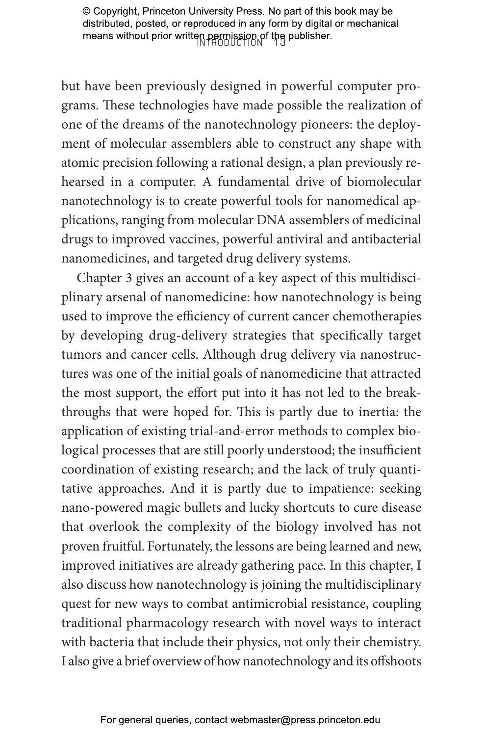but have been previously designed in powerful computer programs. These technologies have made possible the realization of one of the dreams of the nanotechnology pioneers: the deployment of molecular assemblers able to construct any shape with atomic precision following a rational design, a plan previously rehearsed in a computer. A fundamental drive of biomolecular nanotechnology is to create powerful tools for nanomedical applications, ranging from molecular DNA assemblers of medicinal drugs to improved vaccines, powerful antiviral and antibacterial nanomedicines, and targeted drug delivery systems.

Chapter 3 gives an account of a key aspect of this multidisciplinary arsenal of nanomedicine: how nanotechnology is being used to improve the efficiency of current cancer chemotherapies by developing drug-delivery strategies that specifically target tumors and cancer cells. Although drug delivery via nanostructures was one of the initial goals of nanomedicine that attracted the most support, the effort put into it has not led to the breakthroughs that were hoped for. This is partly due to inertia: the application of existing trial-and-error methods to complex biological processes that are still poorly understood; the insufficient coordination of existing research; and the lack of truly quantitative approaches. And it is partly due to impatience: seeking nano-powered magic bullets and lucky shortcuts to cure disease that overlook the complexity of the biology involved has not proven fruitful. Fortunately, the lessons are being learned and new, improved initiatives are already gathering pace. In this chapter, I also discuss how nanotechnology is joining the multidisciplinary quest for new ways to combat antimicrobial resistance, coupling traditional pharmacology research with novel ways to interact with bacteria that include their physics, not only their chemistry. I also give a brief overview of how nanotechnology and its offshoots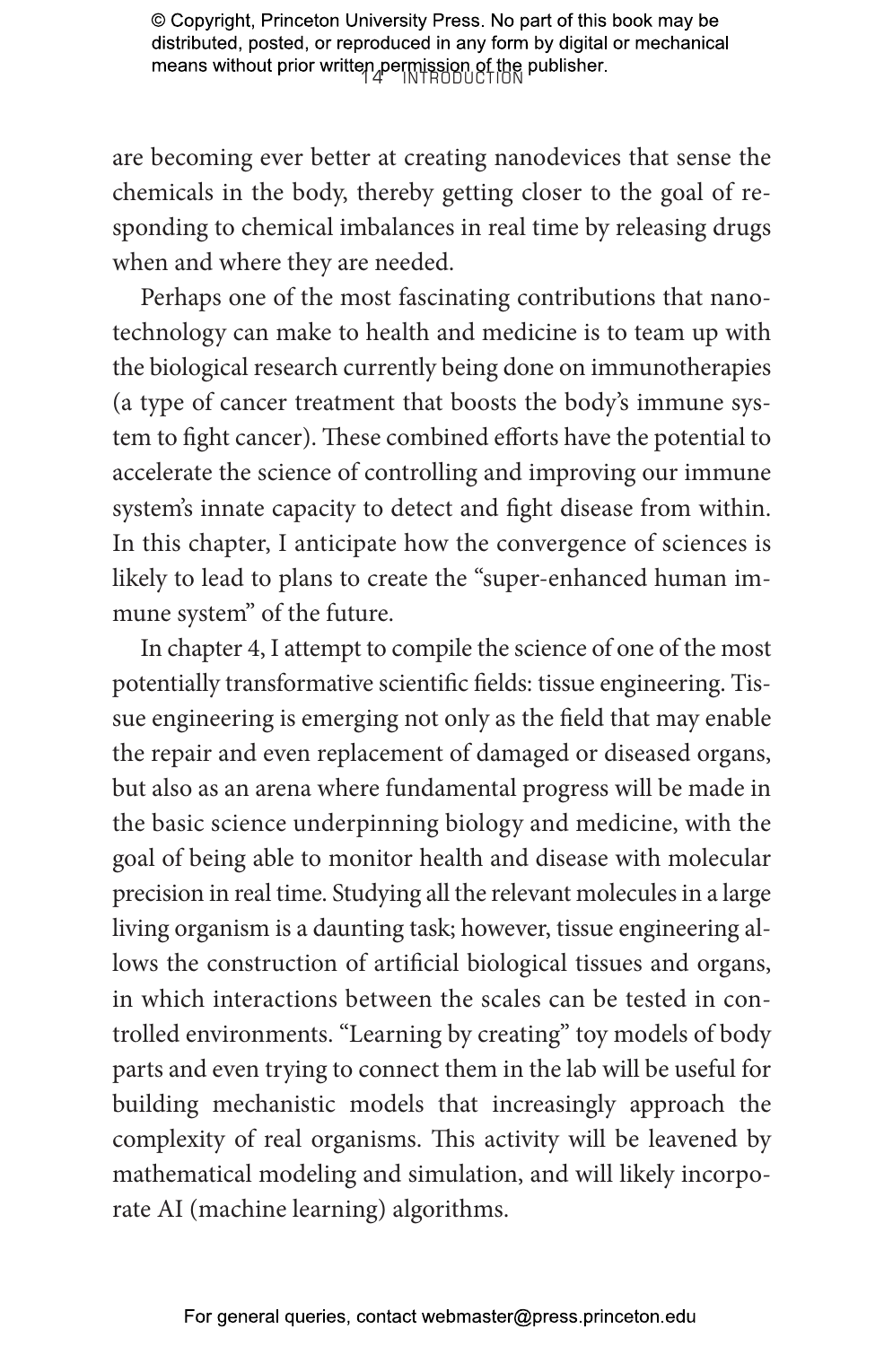are becoming ever better at creating nanodevices that sense the chemicals in the body, thereby getting closer to the goal of responding to chemical imbalances in real time by releasing drugs when and where they are needed.

Perhaps one of the most fascinating contributions that nanotechnology can make to health and medicine is to team up with the biological research currently being done on immunotherapies (a type of cancer treatment that boosts the body's immune system to fight cancer). These combined efforts have the potential to accelerate the science of controlling and improving our immune system's innate capacity to detect and fight disease from within. In this chapter, I anticipate how the convergence of sciences is likely to lead to plans to create the "super-enhanced human immune system" of the future.

In chapter 4, I attempt to compile the science of one of the most potentially transformative scientific fields: tissue engineering. Tissue engineering is emerging not only as the field that may enable the repair and even replacement of damaged or diseased organs, but also as an arena where fundamental progress will be made in the basic science underpinning biology and medicine, with the goal of being able to monitor health and disease with molecular precision in real time. Studying all the relevant molecules in a large living organism is a daunting task; however, tissue engineering allows the construction of artificial biological tissues and organs, in which interactions between the scales can be tested in controlled environments. "Learning by creating" toy models of body parts and even trying to connect them in the lab will be useful for building mechanistic models that increasingly approach the complexity of real organisms. This activity will be leavened by mathematical modeling and simulation, and will likely incorporate AI (machine learning) algorithms.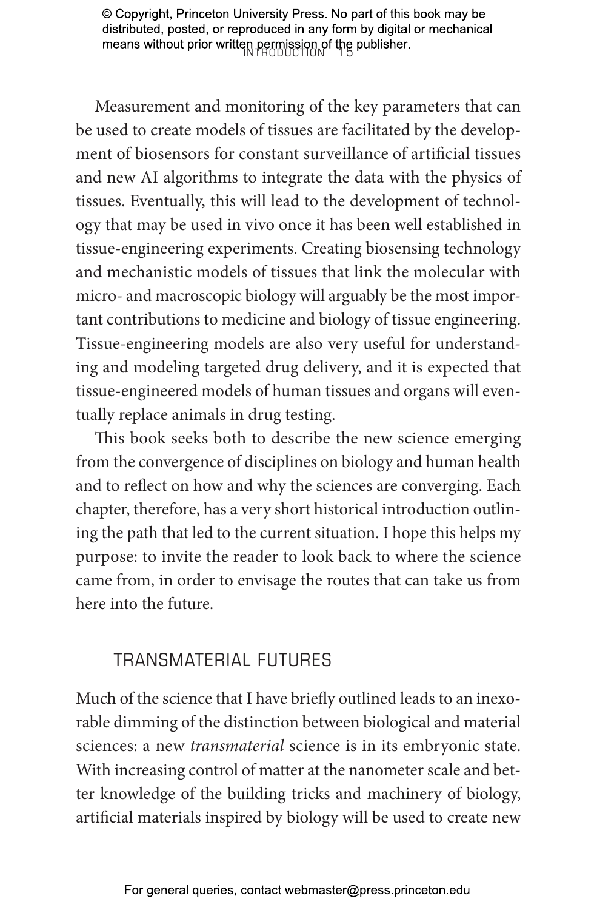Measurement and monitoring of the key parameters that can be used to create models of tissues are facilitated by the development of biosensors for constant surveillance of artificial tissues and new AI algorithms to integrate the data with the physics of tissues. Eventually, this will lead to the development of technology that may be used in vivo once it has been well established in tissue-engineering experiments. Creating biosensing technology and mechanistic models of tissues that link the molecular with micro- and macroscopic biology will arguably be the most important contributions to medicine and biology of tissue engineering. Tissue-engineering models are also very useful for understanding and modeling targeted drug delivery, and it is expected that tissue-engineered models of human tissues and organs will eventually replace animals in drug testing.

This book seeks both to describe the new science emerging from the convergence of disciplines on biology and human health and to reflect on how and why the sciences are converging. Each chapter, therefore, has a very short historical introduction outlining the path that led to the current situation. I hope this helps my purpose: to invite the reader to look back to where the science came from, in order to envisage the routes that can take us from here into the future.

## TRANSMATERIAL FUTURES

Much of the science that I have briefly outlined leads to an inexorable dimming of the distinction between biological and material sciences: a new *transmaterial* science is in its embryonic state. With increasing control of matter at the nanometer scale and better knowledge of the building tricks and machinery of biology, artificial materials inspired by biology will be used to create new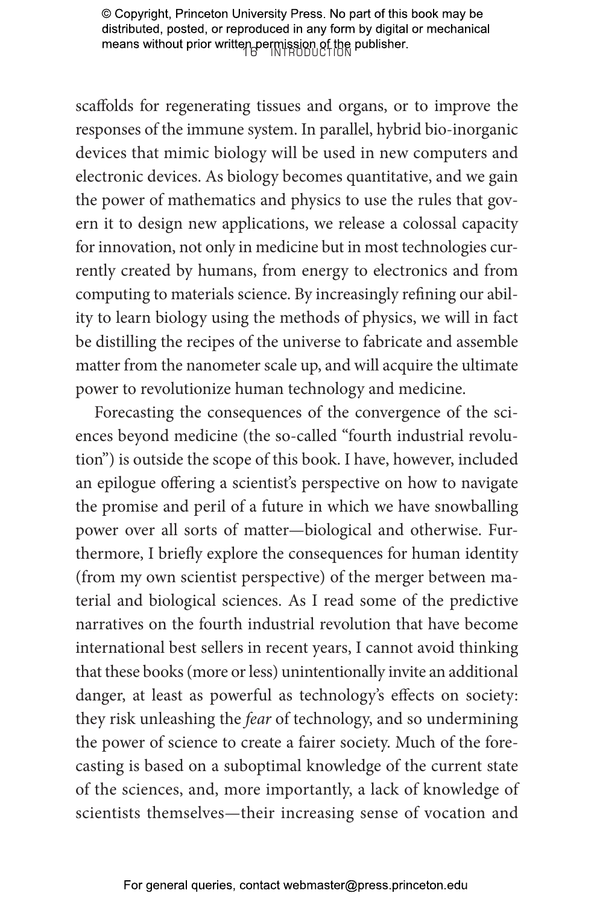scaffolds for regenerating tissues and organs, or to improve the responses of the immune system. In parallel, hybrid bio-inorganic devices that mimic biology will be used in new computers and electronic devices. As biology becomes quantitative, and we gain the power of mathematics and physics to use the rules that govern it to design new applications, we release a colossal capacity for innovation, not only in medicine but in most technologies currently created by humans, from energy to electronics and from computing to materials science. By increasingly refining our ability to learn biology using the methods of physics, we will in fact be distilling the recipes of the universe to fabricate and assemble matter from the nanometer scale up, and will acquire the ultimate power to revolutionize human technology and medicine.

Forecasting the consequences of the convergence of the sciences beyond medicine (the so-called "fourth industrial revolution") is outside the scope of this book. I have, however, included an epilogue offering a scientist's perspective on how to navigate the promise and peril of a future in which we have snowballing power over all sorts of matter—biological and otherwise. Furthermore, I briefly explore the consequences for human identity (from my own scientist perspective) of the merger between material and biological sciences. As I read some of the predictive narratives on the fourth industrial revolution that have become international best sellers in recent years, I cannot avoid thinking that these books (more or less) unintentionally invite an additional danger, at least as powerful as technology's effects on society: they risk unleashing the *fear* of technology, and so undermining the power of science to create a fairer society. Much of the forecasting is based on a suboptimal knowledge of the current state of the sciences, and, more importantly, a lack of knowledge of scientists themselves—their increasing sense of vocation and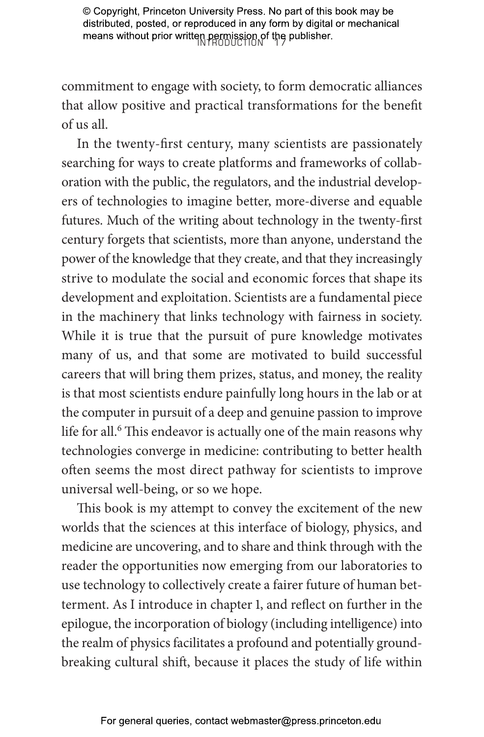commitment to engage with society, to form democratic alliances that allow positive and practical transformations for the benefit of us all.

In the twenty-first century, many scientists are passionately searching for ways to create platforms and frameworks of collaboration with the public, the regulators, and the industrial developers of technologies to imagine better, more-diverse and equable futures. Much of the writing about technology in the twenty-first century forgets that scientists, more than anyone, understand the power of the knowledge that they create, and that they increasingly strive to modulate the social and economic forces that shape its development and exploitation. Scientists are a fundamental piece in the machinery that links technology with fairness in society. While it is true that the pursuit of pure knowledge motivates many of us, and that some are motivated to build successful careers that will bring them prizes, status, and money, the reality is that most scientists endure painfully long hours in the lab or at the computer in pursuit of a deep and genuine passion to improve life for all.[6] This endeavor is actually one of the main reasons why technologies converge in medicine: contributing to better health often seems the most direct pathway for scientists to improve universal well-being, or so we hope.

This book is my attempt to convey the excitement of the new worlds that the sciences at this interface of biology, physics, and medicine are uncovering, and to share and think through with the reader the opportunities now emerging from our laboratories to use technology to collectively create a fairer future of human betterment. As I introduce in chapter 1, and reflect on further in the epilogue, the incorporation of biology (including intelligence) into the realm of physics facilitates a profound and potentially groundbreaking cultural shift, because it places the study of life within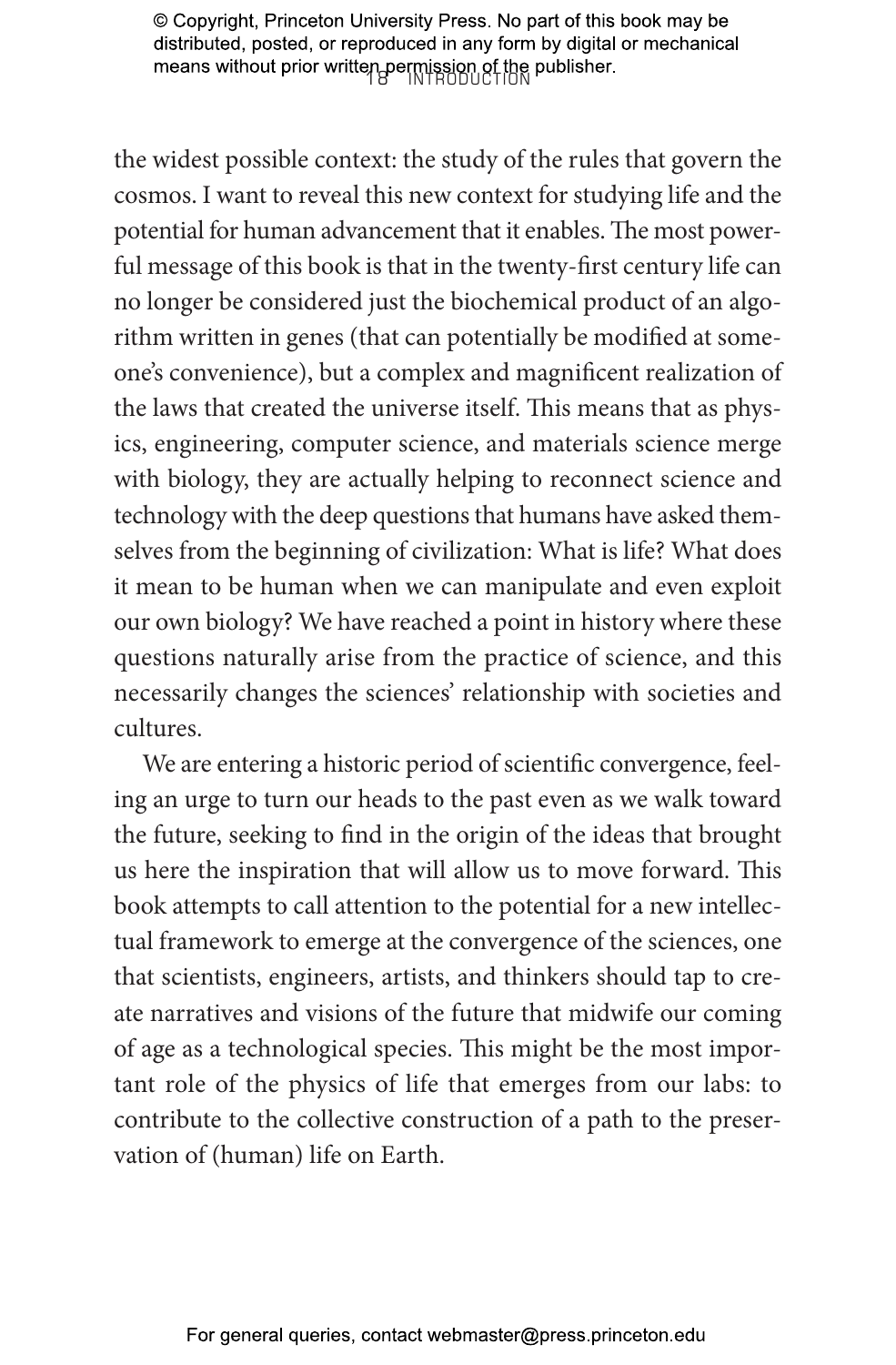the widest possible context: the study of the rules that govern the cosmos. I want to reveal this new context for studying life and the potential for human advancement that it enables. The most powerful message of this book is that in the twenty-first century life can no longer be considered just the biochemical product of an algorithm written in genes (that can potentially be modified at someone's convenience), but a complex and magnificent realization of the laws that created the universe itself. This means that as physics, engineering, computer science, and materials science merge with biology, they are actually helping to reconnect science and technology with the deep questions that humans have asked themselves from the beginning of civilization: What is life? What does it mean to be human when we can manipulate and even exploit our own biology? We have reached a point in history where these questions naturally arise from the practice of science, and this necessarily changes the sciences' relationship with societies and cultures.

We are entering a historic period of scientific convergence, feeling an urge to turn our heads to the past even as we walk toward the future, seeking to find in the origin of the ideas that brought us here the inspiration that will allow us to move forward. This book attempts to call attention to the potential for a new intellectual framework to emerge at the convergence of the sciences, one that scientists, engineers, artists, and thinkers should tap to create narratives and visions of the future that midwife our coming of age as a technological species. This might be the most important role of the physics of life that emerges from our labs: to contribute to the collective construction of a path to the preservation of (human) life on Earth.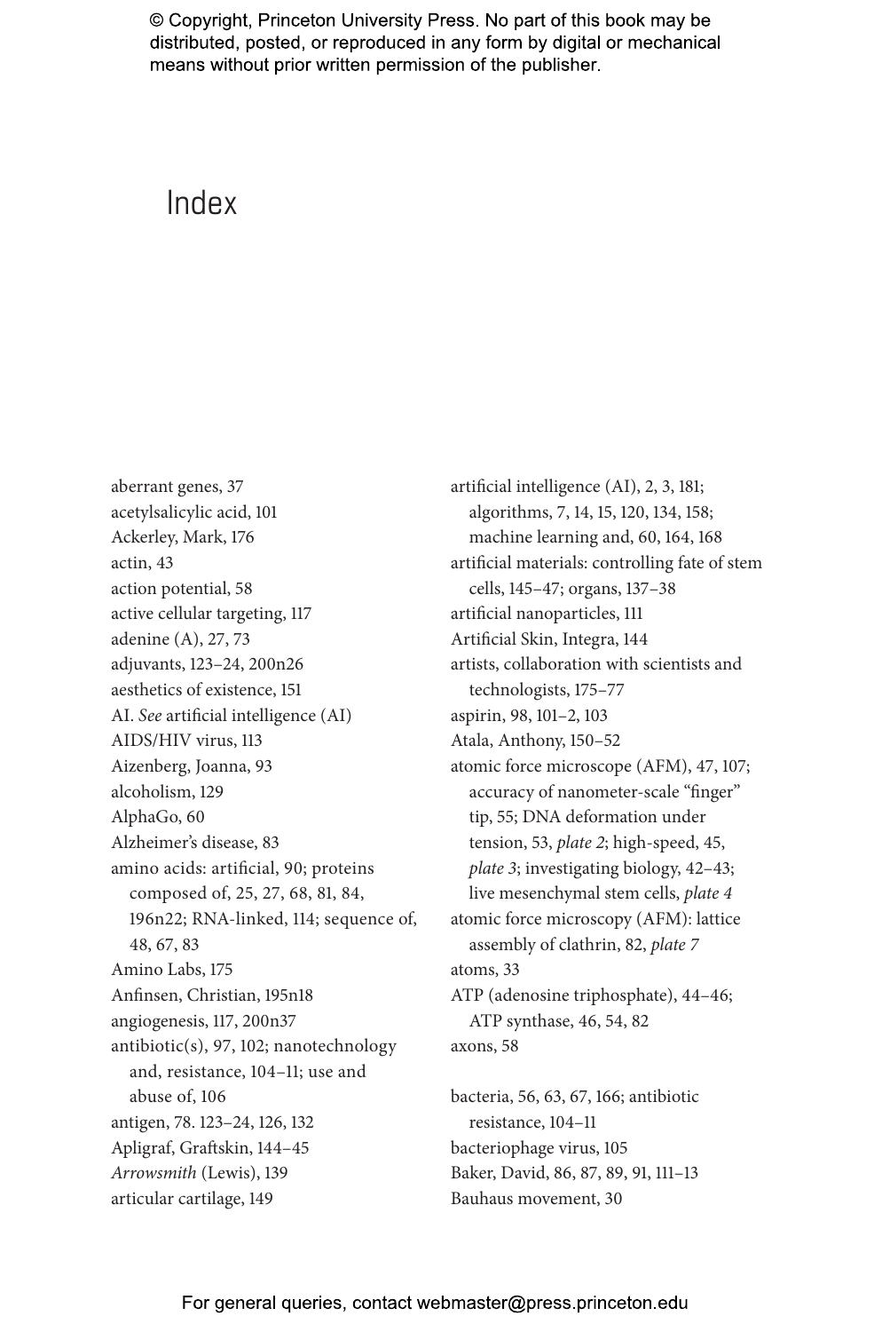# Index

aberrant genes, 37
acetylsalicylic acid, 101
Ackerley, Mark, 176
actin, 43
action potential, 58
active cellular targeting, 117
adenine (A), 27, 73
adjuvants, 123–24, 200n26
aesthetics of existence, 151
AI. *See* artificial intelligence (AI)
AIDS/HIV virus, 113
Aizenberg, Joanna, 93
alcoholism, 129
AlphaGo, 60
Alzheimer's disease, 83
amino acids: artificial, 90; proteins composed of, 25, 27, 68, 81, 84, 196n22; RNA-linked, 114; sequence of, 48, 67, 83
Amino Labs, 175
Anfinsen, Christian, 195n18
angiogenesis, 117, 200n37
antibiotic(s), 97, 102; nanotechnology and, resistance, 104–11; use and abuse of, 106
antigen, 78. 123–24, 126, 132
Apligraf, Graftskin, 144–45
*Arrowsmith* (Lewis), 139
articular cartilage, 149
artificial intelligence (AI), 2, 3, 181; algorithms, 7, 14, 15, 120, 134, 158; machine learning and, 60, 164, 168
artificial materials: controlling fate of stem cells, 145–47; organs, 137–38
artificial nanoparticles, 111
Artificial Skin, Integra, 144
artists, collaboration with scientists and technologists, 175–77
aspirin, 98, 101–2, 103
Atala, Anthony, 150–52
atomic force microscope (AFM), 47, 107; accuracy of nanometer-scale "finger" tip, 55; DNA deformation under tension, 53, *plate 2*; high-speed, 45, *plate 3*; investigating biology, 42–43; live mesenchymal stem cells, *plate 4*
atomic force microscopy (AFM): lattice assembly of clathrin, 82, *plate 7*
atoms, 33
ATP (adenosine triphosphate), 44–46; ATP synthase, 46, 54, 82
axons, 58

bacteria, 56, 63, 67, 166; antibiotic resistance, 104–11
bacteriophage virus, 105
Baker, David, 86, 87, 89, 91, 111–13
Bauhaus movement, 30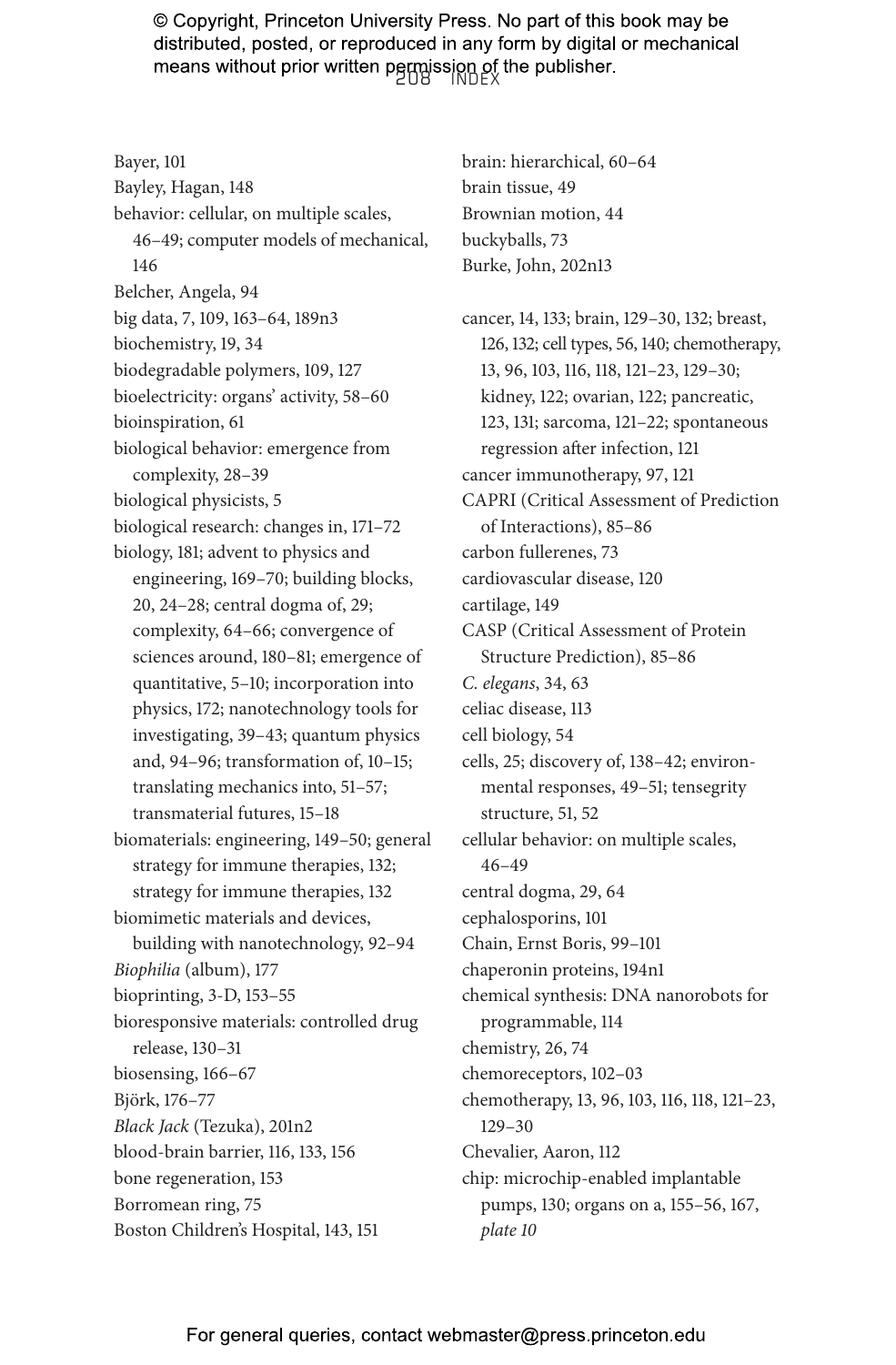Bayer, 101
Bayley, Hagan, 148
behavior: cellular, on multiple scales, 46–49; computer models of mechanical, 146
Belcher, Angela, 94
big data, 7, 109, 163–64, 189n3
biochemistry, 19, 34
biodegradable polymers, 109, 127
bioelectricity: organs' activity, 58–60
bioinspiration, 61
biological behavior: emergence from complexity, 28–39
biological physicists, 5
biological research: changes in, 171–72
biology, 181; advent to physics and engineering, 169–70; building blocks, 20, 24–28; central dogma of, 29; complexity, 64–66; convergence of sciences around, 180–81; emergence of quantitative, 5–10; incorporation into physics, 172; nanotechnology tools for investigating, 39–43; quantum physics and, 94–96; transformation of, 10–15; translating mechanics into, 51–57; transmaterial futures, 15–18
biomaterials: engineering, 149–50; general strategy for immune therapies, 132; strategy for immune therapies, 132
biomimetic materials and devices, building with nanotechnology, 92–94
*Biophilia* (album), 177
bioprinting, 3-D, 153–55
bioresponsive materials: controlled drug release, 130–31
biosensing, 166–67
Björk, 176–77
*Black Jack* (Tezuka), 201n2
blood-brain barrier, 116, 133, 156
bone regeneration, 153
Borromean ring, 75
Boston Children's Hospital, 143, 151
brain: hierarchical, 60–64
brain tissue, 49
Brownian motion, 44
buckyballs, 73
Burke, John, 202n13

cancer, 14, 133; brain, 129–30, 132; breast, 126, 132; cell types, 56, 140; chemotherapy, 13, 96, 103, 116, 118, 121–23, 129–30; kidney, 122; ovarian, 122; pancreatic, 123, 131; sarcoma, 121–22; spontaneous regression after infection, 121
cancer immunotherapy, 97, 121
CAPRI (Critical Assessment of Prediction of Interactions), 85–86
carbon fullerenes, 73
cardiovascular disease, 120
cartilage, 149
CASP (Critical Assessment of Protein Structure Prediction), 85–86
*C. elegans*, 34, 63
celiac disease, 113
cell biology, 54
cells, 25; discovery of, 138–42; environmental responses, 49–51; tensegrity structure, 51, 52
cellular behavior: on multiple scales, 46–49
central dogma, 29, 64
cephalosporins, 101
Chain, Ernst Boris, 99–101
chaperonin proteins, 194n1
chemical synthesis: DNA nanorobots for programmable, 114
chemistry, 26, 74
chemoreceptors, 102–03
chemotherapy, 13, 96, 103, 116, 118, 121–23, 129–30
Chevalier, Aaron, 112
chip: microchip-enabled implantable pumps, 130; organs on a, 155–56, 167, *plate 10*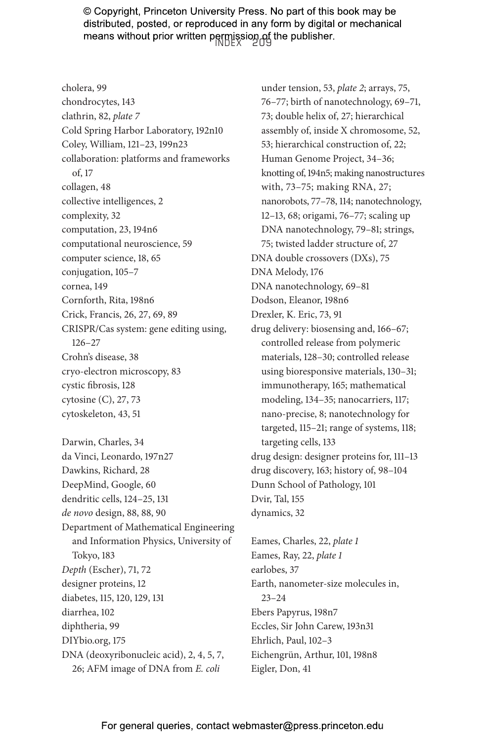cholera, 99
chondrocytes, 143
clathrin, 82, *plate 7*
Cold Spring Harbor Laboratory, 192n10
Coley, William, 121–23, 199n23
collaboration: platforms and frameworks of, 17
collagen, 48
collective intelligences, 2
complexity, 32
computation, 23, 194n6
computational neuroscience, 59
computer science, 18, 65
conjugation, 105–7
cornea, 149
Cornforth, Rita, 198n6
Crick, Francis, 26, 27, 69, 89
CRISPR/Cas system: gene editing using, 126–27
Crohn's disease, 38
cryo-electron microscopy, 83
cystic fibrosis, 128
cytosine (C), 27, 73
cytoskeleton, 43, 51

Darwin, Charles, 34
da Vinci, Leonardo, 197n27
Dawkins, Richard, 28
DeepMind, Google, 60
dendritic cells, 124–25, 131
*de novo* design, 88, 88, 90
Department of Mathematical Engineering and Information Physics, University of Tokyo, 183
*Depth* (Escher), 71, 72
designer proteins, 12
diabetes, 115, 120, 129, 131
diarrhea, 102
diphtheria, 99
DIYbio.org, 175
DNA (deoxyribonucleic acid), 2, 4, 5, 7, 26; AFM image of DNA from *E. coli* under tension, 53, *plate 2*; arrays, 75, 76–77; birth of nanotechnology, 69–71, 73; double helix of, 27; hierarchical assembly of, inside X chromosome, 52, 53; hierarchical construction of, 22; Human Genome Project, 34–36; knotting of, 194n5; making nanostructures with, 73–75; making RNA, 27; nanorobots, 77–78, 114; nanotechnology, 12–13, 68; origami, 76–77; scaling up DNA nanotechnology, 79–81; strings, 75; twisted ladder structure of, 27
DNA double crossovers (DXs), 75
DNA Melody, 176
DNA nanotechnology, 69–81
Dodson, Eleanor, 198n6
Drexler, K. Eric, 73, 91
drug delivery: biosensing and, 166–67; controlled release from polymeric materials, 128–30; controlled release using bioresponsive materials, 130–31; immunotherapy, 165; mathematical modeling, 134–35; nanocarriers, 117; nano-precise, 8; nanotechnology for targeted, 115–21; range of systems, 118; targeting cells, 133
drug design: designer proteins for, 111–13
drug discovery, 163; history of, 98–104
Dunn School of Pathology, 101
Dvir, Tal, 155
dynamics, 32

Eames, Charles, 22, *plate 1*
Eames, Ray, 22, *plate 1*
earlobes, 37
Earth, nanometer-size molecules in, 23–24
Ebers Papyrus, 198n7
Eccles, Sir John Carew, 193n31
Ehrlich, Paul, 102–3
Eichengrün, Arthur, 101, 198n8
Eigler, Don, 41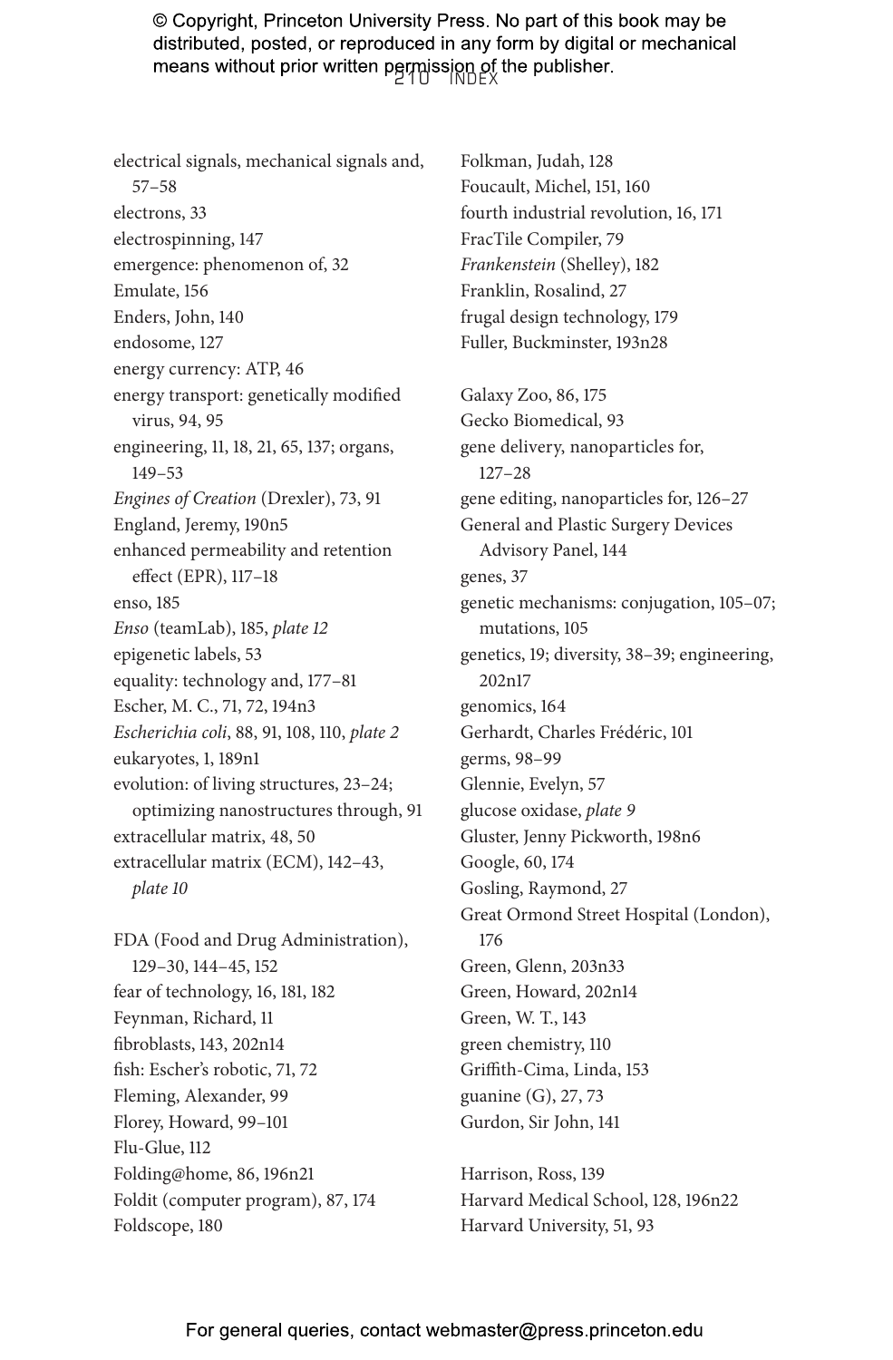electrical signals, mechanical signals and, 57–58
electrons, 33
electrospinning, 147
emergence: phenomenon of, 32
Emulate, 156
Enders, John, 140
endosome, 127
energy currency: ATP, 46
energy transport: genetically modified virus, 94, 95
engineering, 11, 18, 21, 65, 137; organs, 149–53
*Engines of Creation* (Drexler), 73, 91
England, Jeremy, 190n5
enhanced permeability and retention effect (EPR), 117–18
enso, 185
*Enso* (teamLab), 185, *plate 12*
epigenetic labels, 53
equality: technology and, 177–81
Escher, M. C., 71, 72, 194n3
*Escherichia coli*, 88, 91, 108, 110, *plate 2*
eukaryotes, 1, 189n1
evolution: of living structures, 23–24; optimizing nanostructures through, 91
extracellular matrix, 48, 50
extracellular matrix (ECM), 142–43, *plate 10*

FDA (Food and Drug Administration), 129–30, 144–45, 152
fear of technology, 16, 181, 182
Feynman, Richard, 11
fibroblasts, 143, 202n14
fish: Escher's robotic, 71, 72
Fleming, Alexander, 99
Florey, Howard, 99–101
Flu-Glue, 112
Folding@home, 86, 196n21
Foldit (computer program), 87, 174
Foldscope, 180
Folkman, Judah, 128
Foucault, Michel, 151, 160
fourth industrial revolution, 16, 171
FracTile Compiler, 79
*Frankenstein* (Shelley), 182
Franklin, Rosalind, 27
frugal design technology, 179
Fuller, Buckminster, 193n28

Galaxy Zoo, 86, 175
Gecko Biomedical, 93
gene delivery, nanoparticles for, 127–28
gene editing, nanoparticles for, 126–27
General and Plastic Surgery Devices Advisory Panel, 144
genes, 37
genetic mechanisms: conjugation, 105–07; mutations, 105
genetics, 19; diversity, 38–39; engineering, 202n17
genomics, 164
Gerhardt, Charles Frédéric, 101
germs, 98–99
Glennie, Evelyn, 57
glucose oxidase, *plate 9*
Gluster, Jenny Pickworth, 198n6
Google, 60, 174
Gosling, Raymond, 27
Great Ormond Street Hospital (London), 176
Green, Glenn, 203n33
Green, Howard, 202n14
Green, W. T., 143
green chemistry, 110
Griffith-Cima, Linda, 153
guanine (G), 27, 73
Gurdon, Sir John, 141

Harrison, Ross, 139
Harvard Medical School, 128, 196n22
Harvard University, 51, 93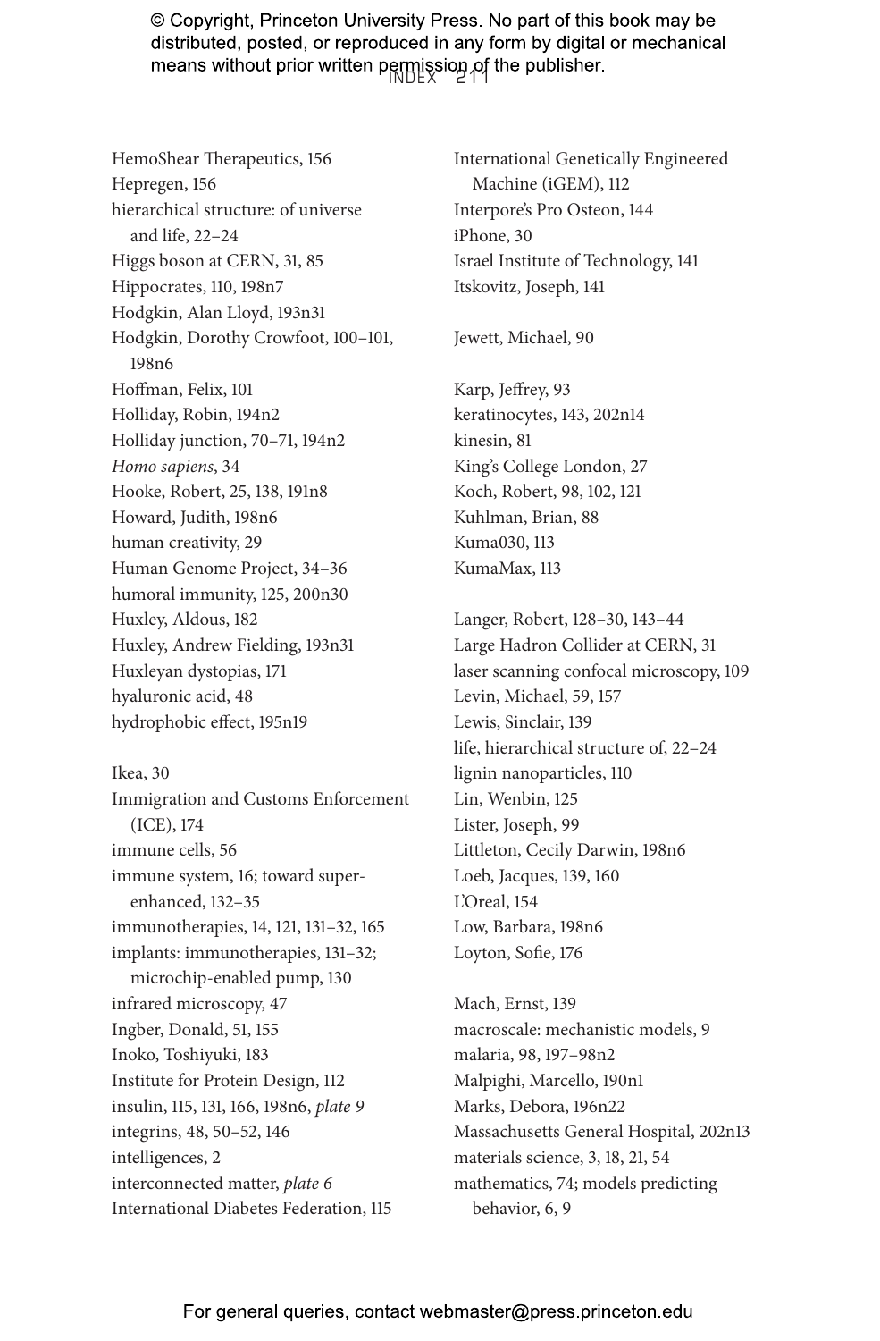HemoShear Therapeutics, 156
Hepregen, 156
hierarchical structure: of universe and life, 22–24
Higgs boson at CERN, 31, 85
Hippocrates, 110, 198n7
Hodgkin, Alan Lloyd, 193n31
Hodgkin, Dorothy Crowfoot, 100–101, 198n6
Hoffman, Felix, 101
Holliday, Robin, 194n2
Holliday junction, 70–71, 194n2
*Homo sapiens*, 34
Hooke, Robert, 25, 138, 191n8
Howard, Judith, 198n6
human creativity, 29
Human Genome Project, 34–36
humoral immunity, 125, 200n30
Huxley, Aldous, 182
Huxley, Andrew Fielding, 193n31
Huxleyan dystopias, 171
hyaluronic acid, 48
hydrophobic effect, 195n19

Ikea, 30
Immigration and Customs Enforcement (ICE), 174
immune cells, 56
immune system, 16; toward super-enhanced, 132–35
immunotherapies, 14, 121, 131–32, 165
implants: immunotherapies, 131–32; microchip-enabled pump, 130
infrared microscopy, 47
Ingber, Donald, 51, 155
Inoko, Toshiyuki, 183
Institute for Protein Design, 112
insulin, 115, 131, 166, 198n6, *plate 9*
integrins, 48, 50–52, 146
intelligences, 2
interconnected matter, *plate 6*
International Diabetes Federation, 115
International Genetically Engineered Machine (iGEM), 112
Interpore's Pro Osteon, 144
iPhone, 30
Israel Institute of Technology, 141
Itskovitz, Joseph, 141

Jewett, Michael, 90

Karp, Jeffrey, 93
keratinocytes, 143, 202n14
kinesin, 81
King's College London, 27
Koch, Robert, 98, 102, 121
Kuhlman, Brian, 88
Kuma030, 113
KumaMax, 113

Langer, Robert, 128–30, 143–44
Large Hadron Collider at CERN, 31
laser scanning confocal microscopy, 109
Levin, Michael, 59, 157
Lewis, Sinclair, 139
life, hierarchical structure of, 22–24
lignin nanoparticles, 110
Lin, Wenbin, 125
Lister, Joseph, 99
Littleton, Cecily Darwin, 198n6
Loeb, Jacques, 139, 160
L'Oreal, 154
Low, Barbara, 198n6
Loyton, Sofie, 176

Mach, Ernst, 139
macroscale: mechanistic models, 9
malaria, 98, 197–98n2
Malpighi, Marcello, 190n1
Marks, Debora, 196n22
Massachusetts General Hospital, 202n13
materials science, 3, 18, 21, 54
mathematics, 74; models predicting behavior, 6, 9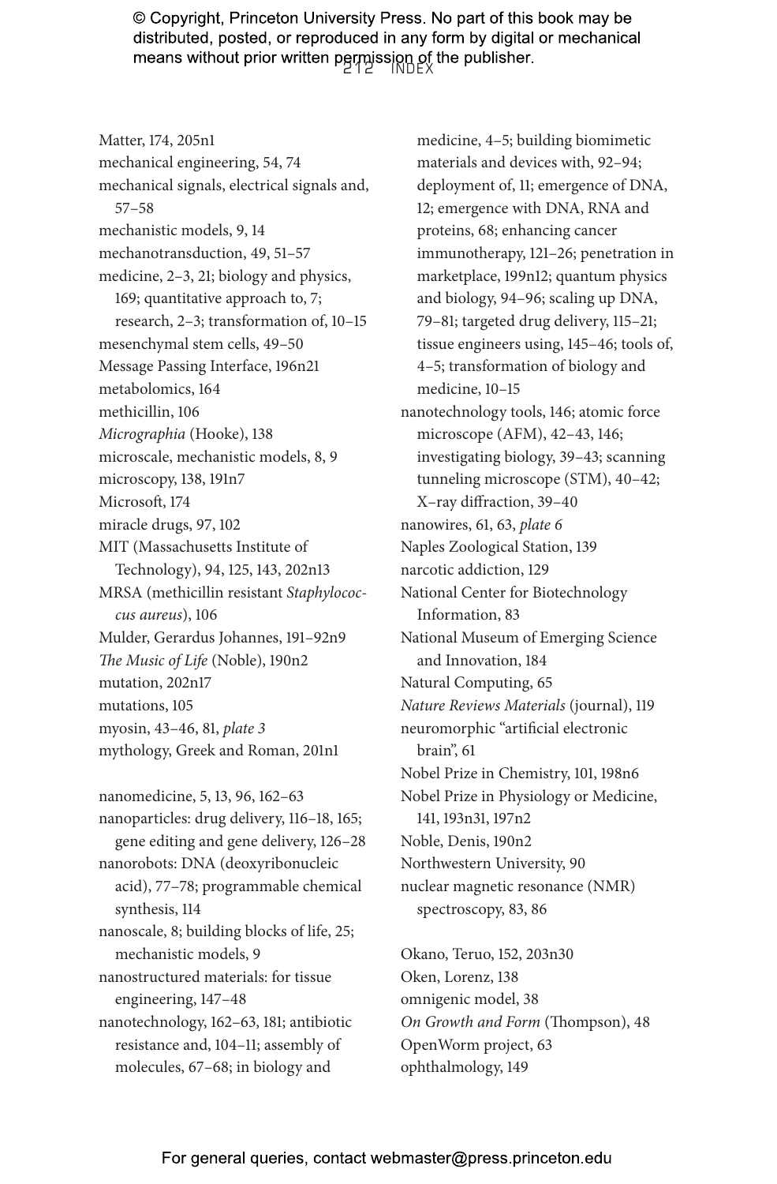Matter, 174, 205n1
mechanical engineering, 54, 74
mechanical signals, electrical signals and, 57–58
mechanistic models, 9, 14
mechanotransduction, 49, 51–57
medicine, 2–3, 21; biology and physics, 169; quantitative approach to, 7; research, 2–3; transformation of, 10–15
mesenchymal stem cells, 49–50
Message Passing Interface, 196n21
metabolomics, 164
methicillin, 106
*Micrographia* (Hooke), 138
microscale, mechanistic models, 8, 9
microscopy, 138, 191n7
Microsoft, 174
miracle drugs, 97, 102
MIT (Massachusetts Institute of Technology), 94, 125, 143, 202n13
MRSA (methicillin resistant *Staphylococcus aureus*), 106
Mulder, Gerardus Johannes, 191–92n9
*The Music of Life* (Noble), 190n2
mutation, 202n17
mutations, 105
myosin, 43–46, 81, *plate 3*
mythology, Greek and Roman, 201n1

nanomedicine, 5, 13, 96, 162–63
nanoparticles: drug delivery, 116–18, 165; gene editing and gene delivery, 126–28
nanorobots: DNA (deoxyribonucleic acid), 77–78; programmable chemical synthesis, 114
nanoscale, 8; building blocks of life, 25; mechanistic models, 9
nanostructured materials: for tissue engineering, 147–48
nanotechnology, 162–63, 181; antibiotic resistance and, 104–11; assembly of molecules, 67–68; in biology and medicine, 4–5; building biomimetic materials and devices with, 92–94; deployment of, 11; emergence of DNA, 12; emergence with DNA, RNA and proteins, 68; enhancing cancer immunotherapy, 121–26; penetration in marketplace, 199n12; quantum physics and biology, 94–96; scaling up DNA, 79–81; targeted drug delivery, 115–21; tissue engineers using, 145–46; tools of, 4–5; transformation of biology and medicine, 10–15
nanotechnology tools, 146; atomic force microscope (AFM), 42–43, 146; investigating biology, 39–43; scanning tunneling microscope (STM), 40–42; X-ray diffraction, 39–40
nanowires, 61, 63, *plate 6*
Naples Zoological Station, 139
narcotic addiction, 129
National Center for Biotechnology Information, 83
National Museum of Emerging Science and Innovation, 184
Natural Computing, 65
*Nature Reviews Materials* (journal), 119
neuromorphic "artificial electronic brain", 61
Nobel Prize in Chemistry, 101, 198n6
Nobel Prize in Physiology or Medicine, 141, 193n31, 197n2
Noble, Denis, 190n2
Northwestern University, 90
nuclear magnetic resonance (NMR) spectroscopy, 83, 86

Okano, Teruo, 152, 203n30
Oken, Lorenz, 138
omnigenic model, 38
*On Growth and Form* (Thompson), 48
OpenWorm project, 63
ophthalmology, 149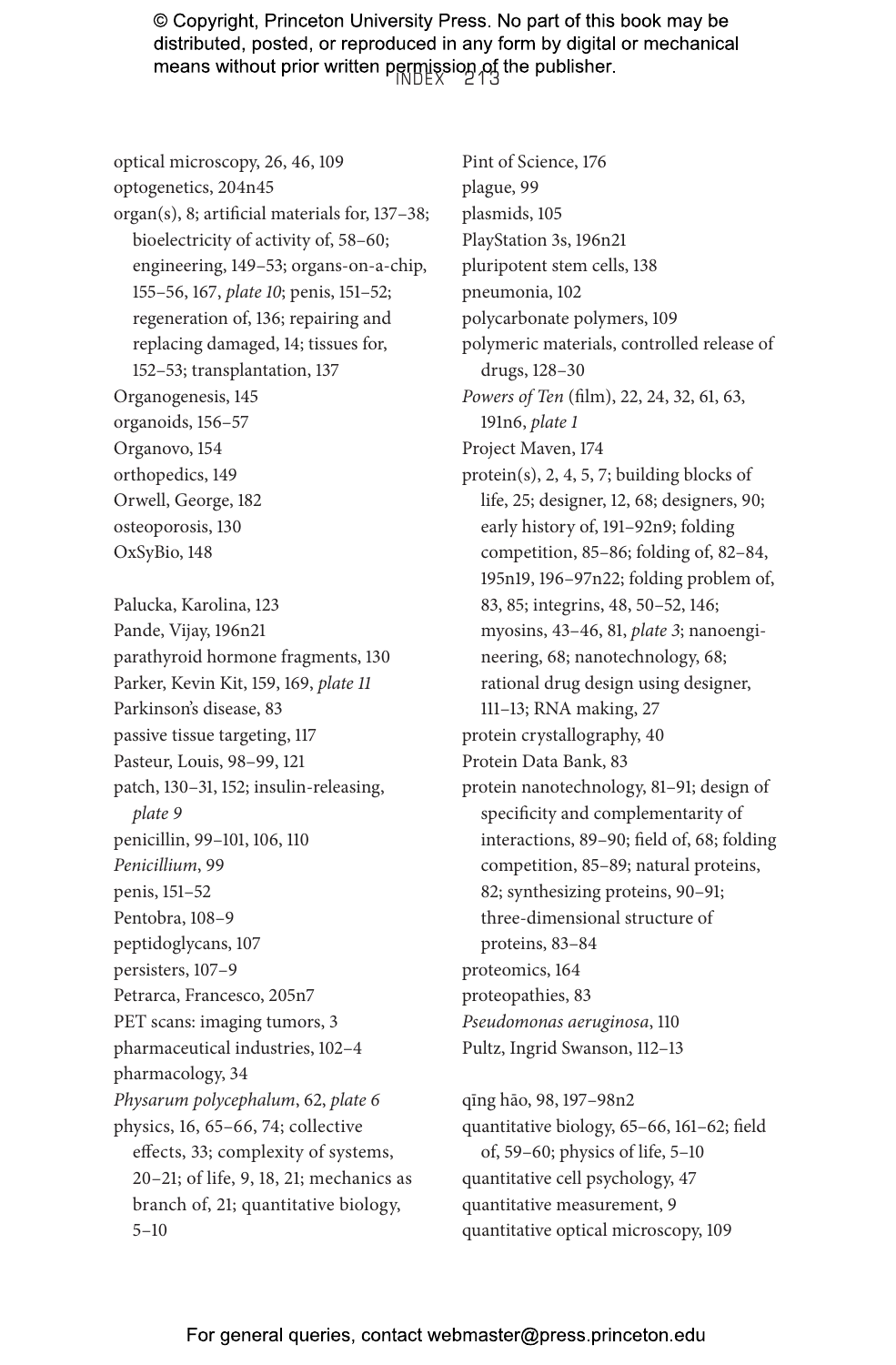optical microscopy, 26, 46, 109
optogenetics, 204n45
organ(s), 8; artificial materials for, 137–38; bioelectricity of activity of, 58–60; engineering, 149–53; organs-on-a-chip, 155–56, 167, *plate 10*; penis, 151–52; regeneration of, 136; repairing and replacing damaged, 14; tissues for, 152–53; transplantation, 137
Organogenesis, 145
organoids, 156–57
Organovo, 154
orthopedics, 149
Orwell, George, 182
osteoporosis, 130
OxSyBio, 148

Palucka, Karolina, 123
Pande, Vijay, 196n21
parathyroid hormone fragments, 130
Parker, Kevin Kit, 159, 169, *plate 11*
Parkinson's disease, 83
passive tissue targeting, 117
Pasteur, Louis, 98–99, 121
patch, 130–31, 152; insulin-releasing, *plate 9*
penicillin, 99–101, 106, 110
*Penicillium*, 99
penis, 151–52
Pentobra, 108–9
peptidoglycans, 107
persisters, 107–9
Petrarca, Francesco, 205n7
PET scans: imaging tumors, 3
pharmaceutical industries, 102–4
pharmacology, 34
*Physarum polycephalum*, 62, *plate 6*
physics, 16, 65–66, 74; collective effects, 33; complexity of systems, 20–21; of life, 9, 18, 21; mechanics as branch of, 21; quantitative biology, 5–10

Pint of Science, 176
plague, 99
plasmids, 105
PlayStation 3s, 196n21
pluripotent stem cells, 138
pneumonia, 102
polycarbonate polymers, 109
polymeric materials, controlled release of drugs, 128–30
*Powers of Ten* (film), 22, 24, 32, 61, 63, 191n6, *plate 1*
Project Maven, 174
protein(s), 2, 4, 5, 7; building blocks of life, 25; designer, 12, 68; designers, 90; early history of, 191–92n9; folding competition, 85–86; folding of, 82–84, 195n19, 196–97n22; folding problem of, 83, 85; integrins, 48, 50–52, 146; myosins, 43–46, 81, *plate 3*; nanoengineering, 68; nanotechnology, 68; rational drug design using designer, 111–13; RNA making, 27
protein crystallography, 40
Protein Data Bank, 83
protein nanotechnology, 81–91; design of specificity and complementarity of interactions, 89–90; field of, 68; folding competition, 85–89; natural proteins, 82; synthesizing proteins, 90–91; three-dimensional structure of proteins, 83–84
proteomics, 164
proteopathies, 83
*Pseudomonas aeruginosa*, 110
Pultz, Ingrid Swanson, 112–13

qīng hāo, 98, 197–98n2
quantitative biology, 65–66, 161–62; field of, 59–60; physics of life, 5–10
quantitative cell psychology, 47
quantitative measurement, 9
quantitative optical microscopy, 109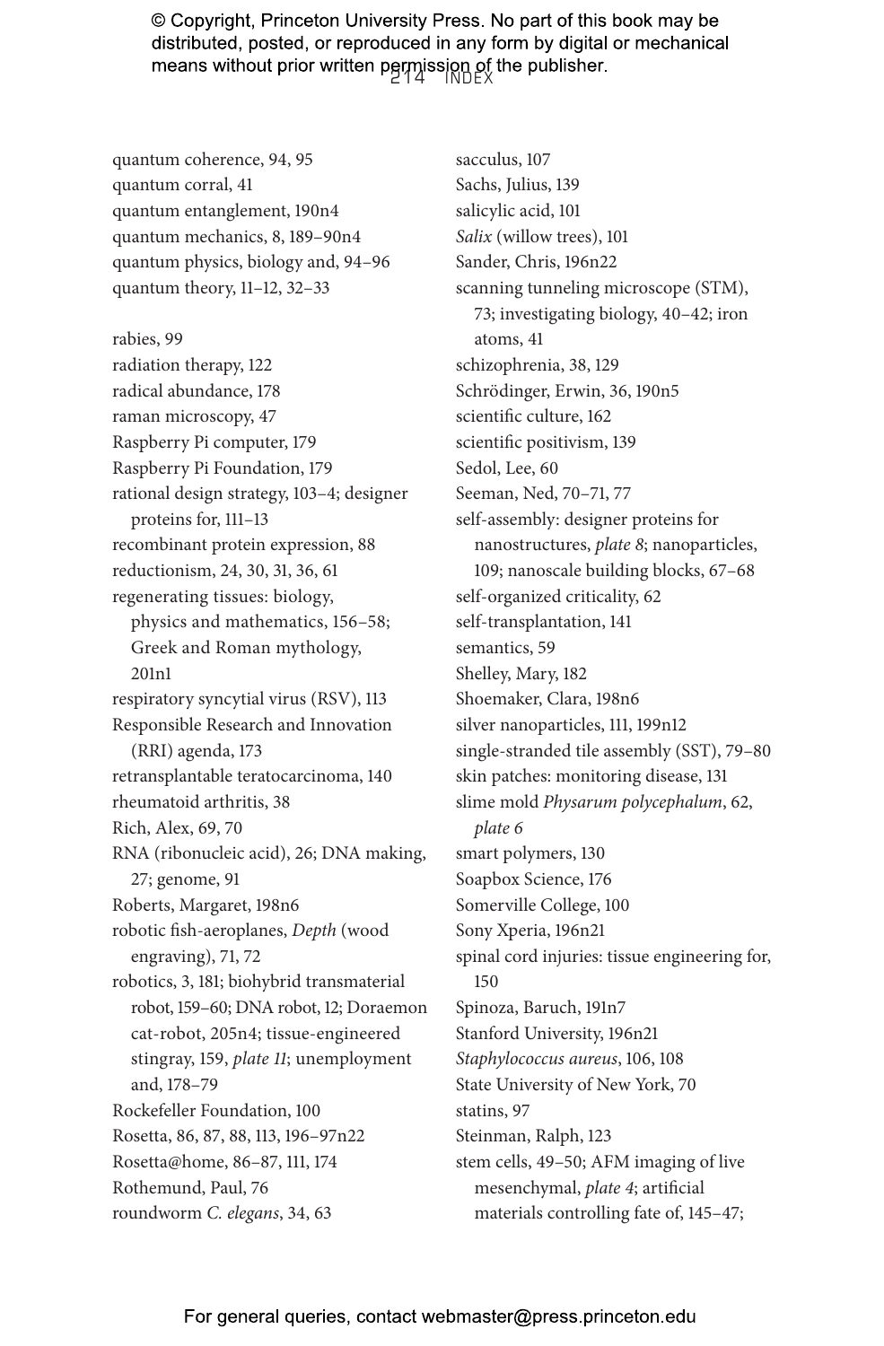quantum coherence, 94, 95
quantum corral, 41
quantum entanglement, 190n4
quantum mechanics, 8, 189–90n4
quantum physics, biology and, 94–96
quantum theory, 11–12, 32–33

rabies, 99
radiation therapy, 122
radical abundance, 178
raman microscopy, 47
Raspberry Pi computer, 179
Raspberry Pi Foundation, 179
rational design strategy, 103–4; designer proteins for, 111–13
recombinant protein expression, 88
reductionism, 24, 30, 31, 36, 61
regenerating tissues: biology, physics and mathematics, 156–58; Greek and Roman mythology, 201n1
respiratory syncytial virus (RSV), 113
Responsible Research and Innovation (RRI) agenda, 173
retransplantable teratocarcinoma, 140
rheumatoid arthritis, 38
Rich, Alex, 69, 70
RNA (ribonucleic acid), 26; DNA making, 27; genome, 91
Roberts, Margaret, 198n6
robotic fish-aeroplanes, *Depth* (wood engraving), 71, 72
robotics, 3, 181; biohybrid transmaterial robot, 159–60; DNA robot, 12; Doraemon cat-robot, 205n4; tissue-engineered stingray, 159, *plate 11*; unemployment and, 178–79
Rockefeller Foundation, 100
Rosetta, 86, 87, 88, 113, 196–97n22
Rosetta@home, 86–87, 111, 174
Rothemund, Paul, 76
roundworm *C. elegans*, 34, 63

sacculus, 107
Sachs, Julius, 139
salicylic acid, 101
*Salix* (willow trees), 101
Sander, Chris, 196n22
scanning tunneling microscope (STM), 73; investigating biology, 40–42; iron atoms, 41
schizophrenia, 38, 129
Schrödinger, Erwin, 36, 190n5
scientific culture, 162
scientific positivism, 139
Sedol, Lee, 60
Seeman, Ned, 70–71, 77
self-assembly: designer proteins for nanostructures, *plate 8*; nanoparticles, 109; nanoscale building blocks, 67–68
self-organized criticality, 62
self-transplantation, 141
semantics, 59
Shelley, Mary, 182
Shoemaker, Clara, 198n6
silver nanoparticles, 111, 199n12
single-stranded tile assembly (SST), 79–80
skin patches: monitoring disease, 131
slime mold *Physarum polycephalum*, 62, *plate 6*
smart polymers, 130
Soapbox Science, 176
Somerville College, 100
Sony Xperia, 196n21
spinal cord injuries: tissue engineering for, 150
Spinoza, Baruch, 191n7
Stanford University, 196n21
*Staphylococcus aureus*, 106, 108
State University of New York, 70
statins, 97
Steinman, Ralph, 123
stem cells, 49–50; AFM imaging of live mesenchymal, *plate 4*; artificial materials controlling fate of, 145–47;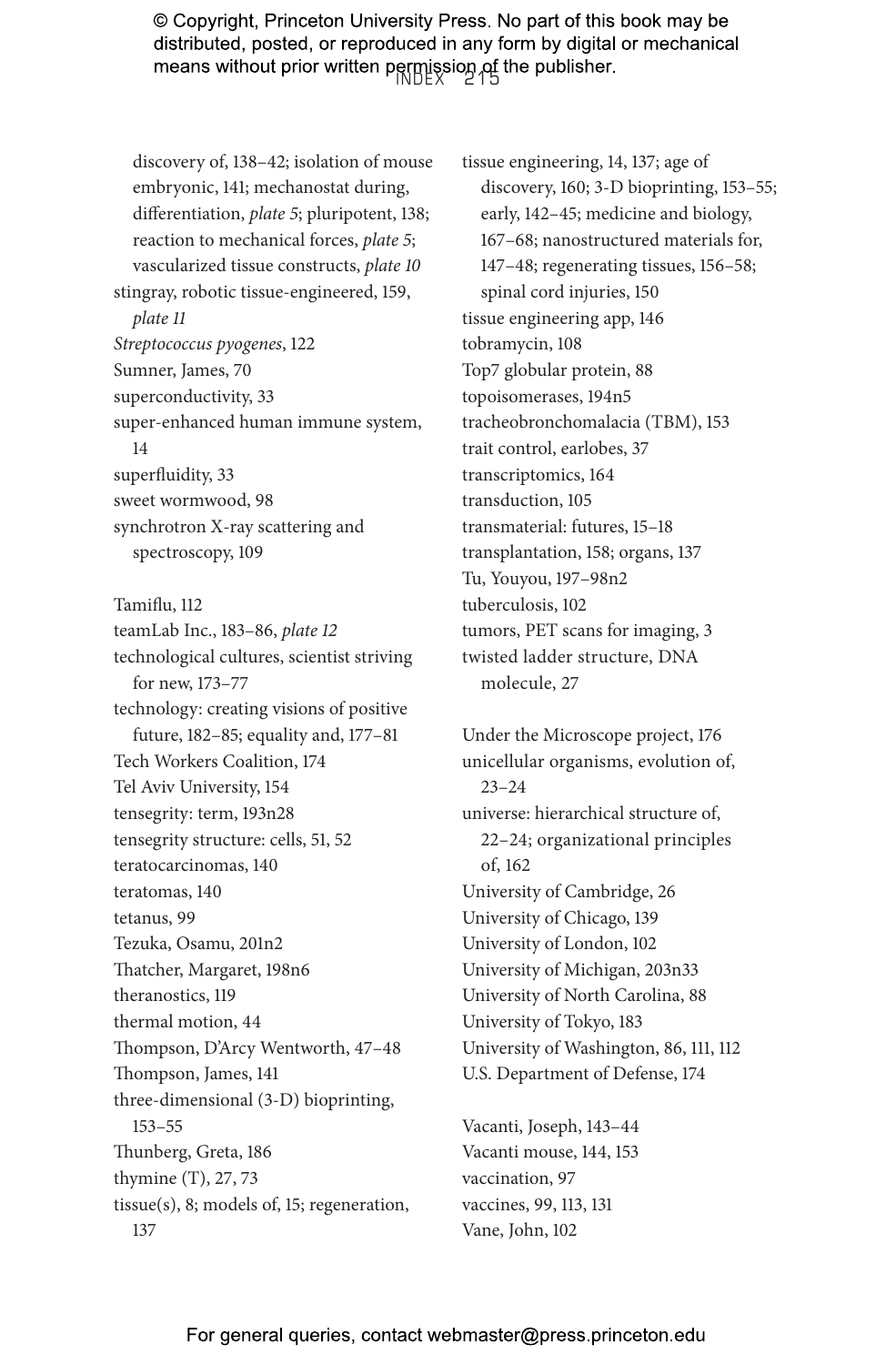discovery of, 138–42; isolation of mouse embryonic, 141; mechanostat during, differentiation, *plate 5*; pluripotent, 138; reaction to mechanical forces, *plate 5*; vascularized tissue constructs, *plate 10*
stingray, robotic tissue-engineered, 159, *plate 11*
*Streptococcus pyogenes*, 122
Sumner, James, 70
superconductivity, 33
super-enhanced human immune system, 14
superfluidity, 33
sweet wormwood, 98
synchrotron X-ray scattering and spectroscopy, 109

Tamiflu, 112
teamLab Inc., 183–86, *plate 12*
technological cultures, scientist striving for new, 173–77
technology: creating visions of positive future, 182–85; equality and, 177–81
Tech Workers Coalition, 174
Tel Aviv University, 154
tensegrity: term, 193n28
tensegrity structure: cells, 51, 52
teratocarcinomas, 140
teratomas, 140
tetanus, 99
Tezuka, Osamu, 201n2
Thatcher, Margaret, 198n6
theranostics, 119
thermal motion, 44
Thompson, D'Arcy Wentworth, 47–48
Thompson, James, 141
three-dimensional (3-D) bioprinting, 153–55
Thunberg, Greta, 186
thymine (T), 27, 73
tissue(s), 8; models of, 15; regeneration, 137
tissue engineering, 14, 137; age of discovery, 160; 3-D bioprinting, 153–55; early, 142–45; medicine and biology, 167–68; nanostructured materials for, 147–48; regenerating tissues, 156–58; spinal cord injuries, 150
tissue engineering app, 146
tobramycin, 108
Top7 globular protein, 88
topoisomerases, 194n5
tracheobronchomalacia (TBM), 153
trait control, earlobes, 37
transcriptomics, 164
transduction, 105
transmaterial: futures, 15–18
transplantation, 158; organs, 137
Tu, Youyou, 197–98n2
tuberculosis, 102
tumors, PET scans for imaging, 3
twisted ladder structure, DNA molecule, 27

Under the Microscope project, 176
unicellular organisms, evolution of, 23–24
universe: hierarchical structure of, 22–24; organizational principles of, 162
University of Cambridge, 26
University of Chicago, 139
University of London, 102
University of Michigan, 203n33
University of North Carolina, 88
University of Tokyo, 183
University of Washington, 86, 111, 112
U.S. Department of Defense, 174

Vacanti, Joseph, 143–44
Vacanti mouse, 144, 153
vaccination, 97
vaccines, 99, 113, 131
Vane, John, 102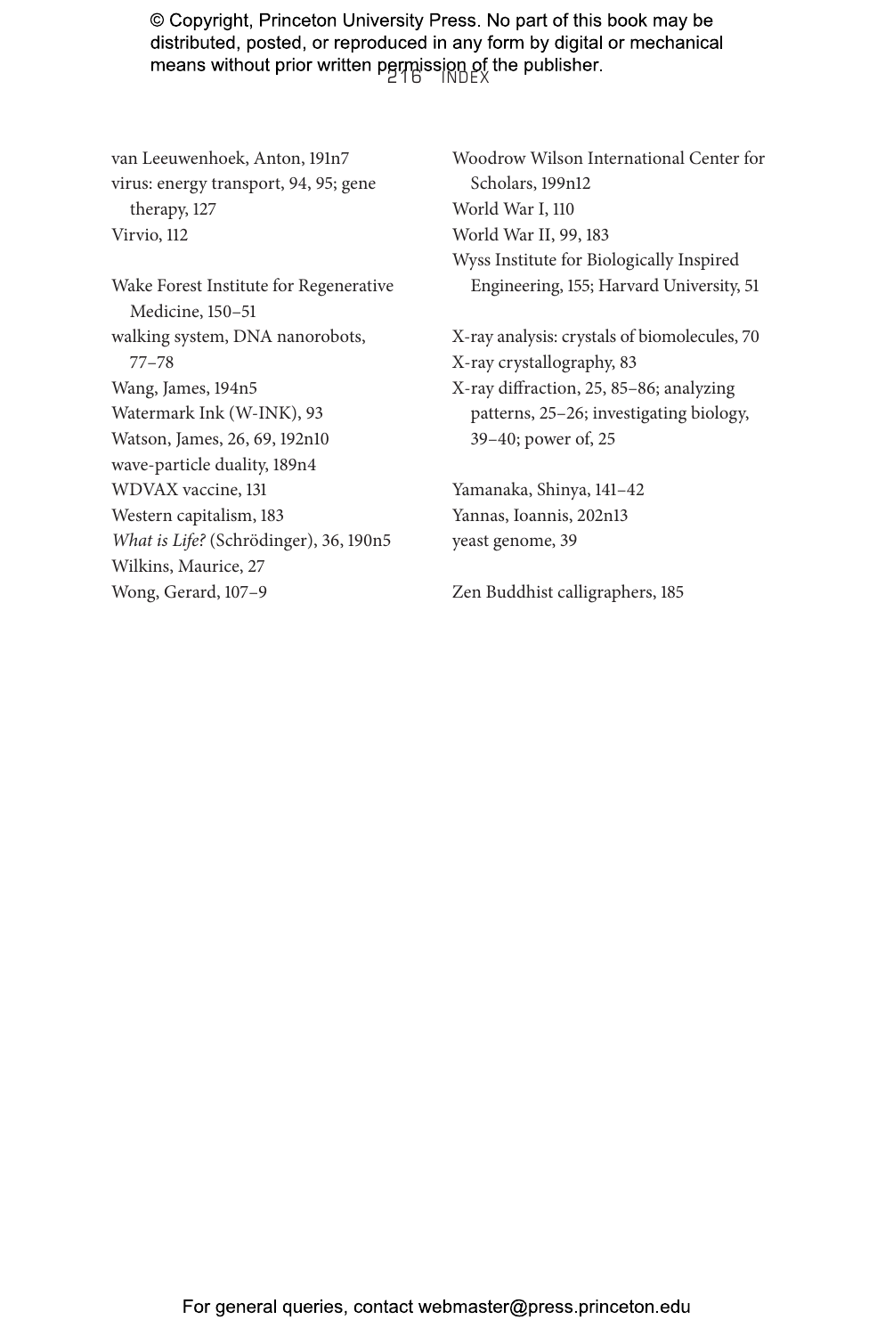van Leeuwenhoek, Anton, 191n7
virus: energy transport, 94, 95; gene therapy, 127
Virvio, 112

Wake Forest Institute for Regenerative Medicine, 150–51
walking system, DNA nanorobots, 77–78
Wang, James, 194n5
Watermark Ink (W-INK), 93
Watson, James, 26, 69, 192n10
wave-particle duality, 189n4
WDVAX vaccine, 131
Western capitalism, 183
*What is Life?* (Schrödinger), 36, 190n5
Wilkins, Maurice, 27
Wong, Gerard, 107–9
Woodrow Wilson International Center for Scholars, 199n12
World War I, 110
World War II, 99, 183
Wyss Institute for Biologically Inspired Engineering, 155; Harvard University, 51

X-ray analysis: crystals of biomolecules, 70
X-ray crystallography, 83
X-ray diffraction, 25, 85–86; analyzing patterns, 25–26; investigating biology, 39–40; power of, 25

Yamanaka, Shinya, 141–42
Yannas, Ioannis, 202n13
yeast genome, 39

Zen Buddhist calligraphers, 185